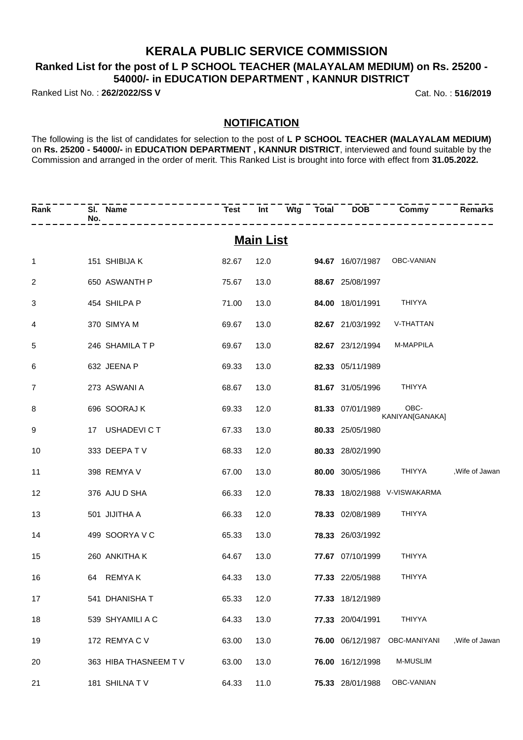# KERALA PUBLIC SERVICE COMMISSION

## Ranked List for the post of L P SCHOOL TEACHER (MALAYALAM MEDIUM) on Rs. 25200 - 54000/- in EDUCATION DEPARTMENT , KANNUR DISTRICT

Ranked List No. : **262/2022/SS V** Cat. No. : **516/2019**

### NOTIFICATION

The following is the list of candidates for selection to the post of **L P SCHOOL TEACHER (MALAYALAM MEDIUM)** on **Rs. 25200 - 54000/-** in **EDUCATION DEPARTMENT , KANNUR DISTRICT**, interviewed and found suitable by the Commission and arranged in the order of merit. This Ranked List is brought into force with effect from **31.05.2022.**

## Main List

| Rank | Sl. No. | Name | Test | Int | Wtg | Total | DOB | Commy | Remarks |
|---|---|---|---|---|---|---|---|---|---|
| 1 | 151 | SHIBIJA K | 82.67 | 12.0 | | **94.67** | 16/07/1987 | OBC-VANIAN | |
| 2 | 650 | ASWANTH P | 75.67 | 13.0 | | **88.67** | 25/08/1997 | | |
| 3 | 454 | SHILPA P | 71.00 | 13.0 | | **84.00** | 18/01/1991 | THIYYA | |
| 4 | 370 | SIMYA M | 69.67 | 13.0 | | **82.67** | 21/03/1992 | V-THATTAN | |
| 5 | 246 | SHAMILA T P | 69.67 | 13.0 | | **82.67** | 23/12/1994 | M-MAPPILA | |
| 6 | 632 | JEENA P | 69.33 | 13.0 | | **82.33** | 05/11/1989 | | |
| 7 | 273 | ASWANI A | 68.67 | 13.0 | | **81.67** | 31/05/1996 | THIYYA | |
| 8 | 696 | SOORAJ K | 69.33 | 12.0 | | **81.33** | 07/01/1989 | OBC-KANIYAN[GANAKA] | |
| 9 | 17 | USHADEVI C T | 67.33 | 13.0 | | **80.33** | 25/05/1980 | | |
| 10 | 333 | DEEPA T V | 68.33 | 12.0 | | **80.33** | 28/02/1990 | | |
| 11 | 398 | REMYA V | 67.00 | 13.0 | | **80.00** | 30/05/1986 | THIYYA | ,Wife of Jawan |
| 12 | 376 | AJU D SHA | 66.33 | 12.0 | | **78.33** | 18/02/1988 | V-VISWAKARMA | |
| 13 | 501 | JIJITHA A | 66.33 | 12.0 | | **78.33** | 02/08/1989 | THIYYA | |
| 14 | 499 | SOORYA V C | 65.33 | 13.0 | | **78.33** | 26/03/1992 | | |
| 15 | 260 | ANKITHA K | 64.67 | 13.0 | | **77.67** | 07/10/1999 | THIYYA | |
| 16 | 64 | REMYA K | 64.33 | 13.0 | | **77.33** | 22/05/1988 | THIYYA | |
| 17 | 541 | DHANISHA T | 65.33 | 12.0 | | **77.33** | 18/12/1989 | | |
| 18 | 539 | SHYAMILI A C | 64.33 | 13.0 | | **77.33** | 20/04/1991 | THIYYA | |
| 19 | 172 | REMYA C V | 63.00 | 13.0 | | **76.00** | 06/12/1987 | OBC-MANIYANI | ,Wife of Jawan |
| 20 | 363 | HIBA THASNEEM T V | 63.00 | 13.0 | | **76.00** | 16/12/1998 | M-MUSLIM | |
| 21 | 181 | SHILNA T V | 64.33 | 11.0 | | **75.33** | 28/01/1988 | OBC-VANIAN | |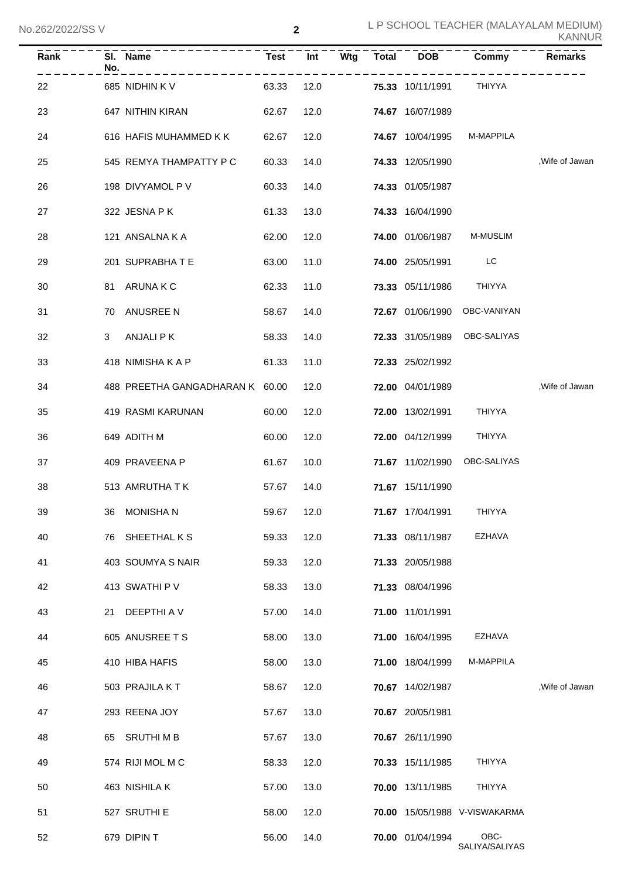| Rank | Sl. No. | Name | Test | Int | Wtg | Total | DOB | Commy | Remarks |
|---|---|---|---|---|---|---|---|---|---|
| 22 | 685 | NIDHIN K V | 63.33 | 12.0 | | **75.33** | 10/11/1991 | THIYYA | |
| 23 | 647 | NITHIN KIRAN | 62.67 | 12.0 | | **74.67** | 16/07/1989 | | |
| 24 | 616 | HAFIS MUHAMMED K K | 62.67 | 12.0 | | **74.67** | 10/04/1995 | M-MAPPILA | |
| 25 | 545 | REMYA THAMPATTY P C | 60.33 | 14.0 | | **74.33** | 12/05/1990 | | ,Wife of Jawan |
| 26 | 198 | DIVYAMOL P V | 60.33 | 14.0 | | **74.33** | 01/05/1987 | | |
| 27 | 322 | JESNA P K | 61.33 | 13.0 | | **74.33** | 16/04/1990 | | |
| 28 | 121 | ANSALNA K A | 62.00 | 12.0 | | **74.00** | 01/06/1987 | M-MUSLIM | |
| 29 | 201 | SUPRABHA T E | 63.00 | 11.0 | | **74.00** | 25/05/1991 | LC | |
| 30 | 81 | ARUNA K C | 62.33 | 11.0 | | **73.33** | 05/11/1986 | THIYYA | |
| 31 | 70 | ANUSREE N | 58.67 | 14.0 | | **72.67** | 01/06/1990 | OBC-VANIYAN | |
| 32 | 3 | ANJALI P K | 58.33 | 14.0 | | **72.33** | 31/05/1989 | OBC-SALIYAS | |
| 33 | 418 | NIMISHA K A P | 61.33 | 11.0 | | **72.33** | 25/02/1992 | | |
| 34 | 488 | PREETHA GANGADHARAN K | 60.00 | 12.0 | | **72.00** | 04/01/1989 | | ,Wife of Jawan |
| 35 | 419 | RASMI KARUNAN | 60.00 | 12.0 | | **72.00** | 13/02/1991 | THIYYA | |
| 36 | 649 | ADITH M | 60.00 | 12.0 | | **72.00** | 04/12/1999 | THIYYA | |
| 37 | 409 | PRAVEENA P | 61.67 | 10.0 | | **71.67** | 11/02/1990 | OBC-SALIYAS | |
| 38 | 513 | AMRUTHA T K | 57.67 | 14.0 | | **71.67** | 15/11/1990 | | |
| 39 | 36 | MONISHA N | 59.67 | 12.0 | | **71.67** | 17/04/1991 | THIYYA | |
| 40 | 76 | SHEETHAL K S | 59.33 | 12.0 | | **71.33** | 08/11/1987 | EZHAVA | |
| 41 | 403 | SOUMYA S NAIR | 59.33 | 12.0 | | **71.33** | 20/05/1988 | | |
| 42 | 413 | SWATHI P V | 58.33 | 13.0 | | **71.33** | 08/04/1996 | | |
| 43 | 21 | DEEPTHI A V | 57.00 | 14.0 | | **71.00** | 11/01/1991 | | |
| 44 | 605 | ANUSREE T S | 58.00 | 13.0 | | **71.00** | 16/04/1995 | EZHAVA | |
| 45 | 410 | HIBA HAFIS | 58.00 | 13.0 | | **71.00** | 18/04/1999 | M-MAPPILA | |
| 46 | 503 | PRAJILA K T | 58.67 | 12.0 | | **70.67** | 14/02/1987 | | ,Wife of Jawan |
| 47 | 293 | REENA JOY | 57.67 | 13.0 | | **70.67** | 20/05/1981 | | |
| 48 | 65 | SRUTHI M B | 57.67 | 13.0 | | **70.67** | 26/11/1990 | | |
| 49 | 574 | RIJI MOL M C | 58.33 | 12.0 | | **70.33** | 15/11/1985 | THIYYA | |
| 50 | 463 | NISHILA K | 57.00 | 13.0 | | **70.00** | 13/11/1985 | THIYYA | |
| 51 | 527 | SRUTHI E | 58.00 | 12.0 | | **70.00** | 15/05/1988 | V-VISWAKARMA | |
| 52 | 679 | DIPIN T | 56.00 | 14.0 | | **70.00** | 01/04/1994 | OBC-SALIYA/SALIYAS | |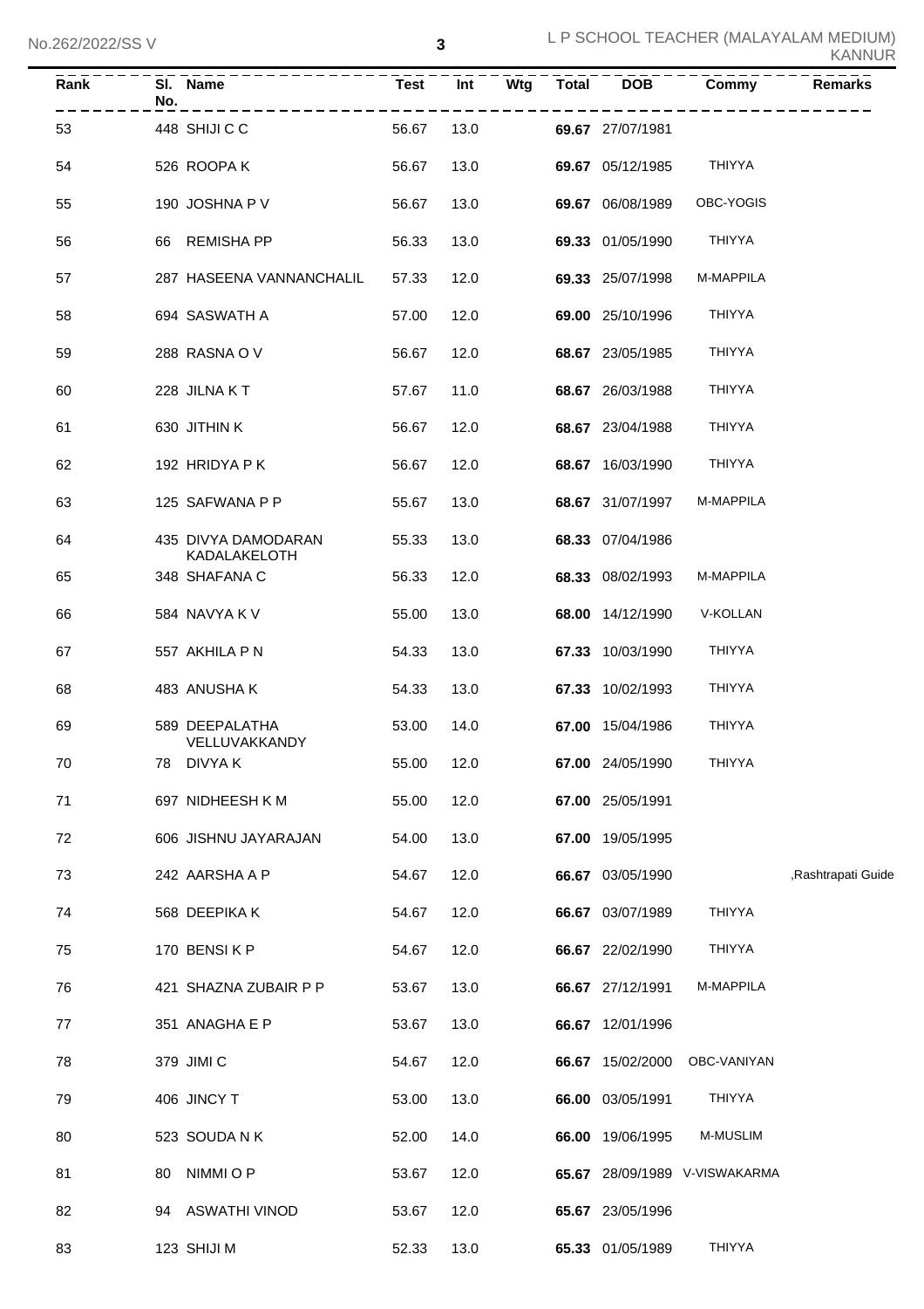| Rank | Sl. No. | Name | Test | Int | Wtg | Total | DOB | Commy | Remarks |
|---|---|---|---|---|---|---|---|---|---|
| 53 | 448 | SHIJI C C | 56.67 | 13.0 | | **69.67** | 27/07/1981 | | |
| 54 | 526 | ROOPA K | 56.67 | 13.0 | | **69.67** | 05/12/1985 | THIYYA | |
| 55 | 190 | JOSHNA P V | 56.67 | 13.0 | | **69.67** | 06/08/1989 | OBC-YOGIS | |
| 56 | 66 | REMISHA PP | 56.33 | 13.0 | | **69.33** | 01/05/1990 | THIYYA | |
| 57 | 287 | HASEENA VANNANCHALIL | 57.33 | 12.0 | | **69.33** | 25/07/1998 | M-MAPPILA | |
| 58 | 694 | SASWATH A | 57.00 | 12.0 | | **69.00** | 25/10/1996 | THIYYA | |
| 59 | 288 | RASNA O V | 56.67 | 12.0 | | **68.67** | 23/05/1985 | THIYYA | |
| 60 | 228 | JILNA K T | 57.67 | 11.0 | | **68.67** | 26/03/1988 | THIYYA | |
| 61 | 630 | JITHIN K | 56.67 | 12.0 | | **68.67** | 23/04/1988 | THIYYA | |
| 62 | 192 | HRIDYA P K | 56.67 | 12.0 | | **68.67** | 16/03/1990 | THIYYA | |
| 63 | 125 | SAFWANA P P | 55.67 | 13.0 | | **68.67** | 31/07/1997 | M-MAPPILA | |
| 64 | 435 | DIVYA DAMODARAN KADALAKELOTH | 55.33 | 13.0 | | **68.33** | 07/04/1986 | | |
| 65 | 348 | SHAFANA C | 56.33 | 12.0 | | **68.33** | 08/02/1993 | M-MAPPILA | |
| 66 | 584 | NAVYA K V | 55.00 | 13.0 | | **68.00** | 14/12/1990 | V-KOLLAN | |
| 67 | 557 | AKHILA P N | 54.33 | 13.0 | | **67.33** | 10/03/1990 | THIYYA | |
| 68 | 483 | ANUSHA K | 54.33 | 13.0 | | **67.33** | 10/02/1993 | THIYYA | |
| 69 | 589 | DEEPALATHA VELLUVAKKANDY | 53.00 | 14.0 | | **67.00** | 15/04/1986 | THIYYA | |
| 70 | 78 | DIVYA K | 55.00 | 12.0 | | **67.00** | 24/05/1990 | THIYYA | |
| 71 | 697 | NIDHEESH K M | 55.00 | 12.0 | | **67.00** | 25/05/1991 | | |
| 72 | 606 | JISHNU JAYARAJAN | 54.00 | 13.0 | | **67.00** | 19/05/1995 | | |
| 73 | 242 | AARSHA A P | 54.67 | 12.0 | | **66.67** | 03/05/1990 | | ,Rashtrapati Guide |
| 74 | 568 | DEEPIKA K | 54.67 | 12.0 | | **66.67** | 03/07/1989 | THIYYA | |
| 75 | 170 | BENSI K P | 54.67 | 12.0 | | **66.67** | 22/02/1990 | THIYYA | |
| 76 | 421 | SHAZNA ZUBAIR P P | 53.67 | 13.0 | | **66.67** | 27/12/1991 | M-MAPPILA | |
| 77 | 351 | ANAGHA E P | 53.67 | 13.0 | | **66.67** | 12/01/1996 | | |
| 78 | 379 | JIMI C | 54.67 | 12.0 | | **66.67** | 15/02/2000 | OBC-VANIYAN | |
| 79 | 406 | JINCY T | 53.00 | 13.0 | | **66.00** | 03/05/1991 | THIYYA | |
| 80 | 523 | SOUDA N K | 52.00 | 14.0 | | **66.00** | 19/06/1995 | M-MUSLIM | |
| 81 | 80 | NIMMI O P | 53.67 | 12.0 | | **65.67** | 28/09/1989 | V-VISWAKARMA | |
| 82 | 94 | ASWATHI VINOD | 53.67 | 12.0 | | **65.67** | 23/05/1996 | | |
| 83 | 123 | SHIJI M | 52.33 | 13.0 | | **65.33** | 01/05/1989 | THIYYA | |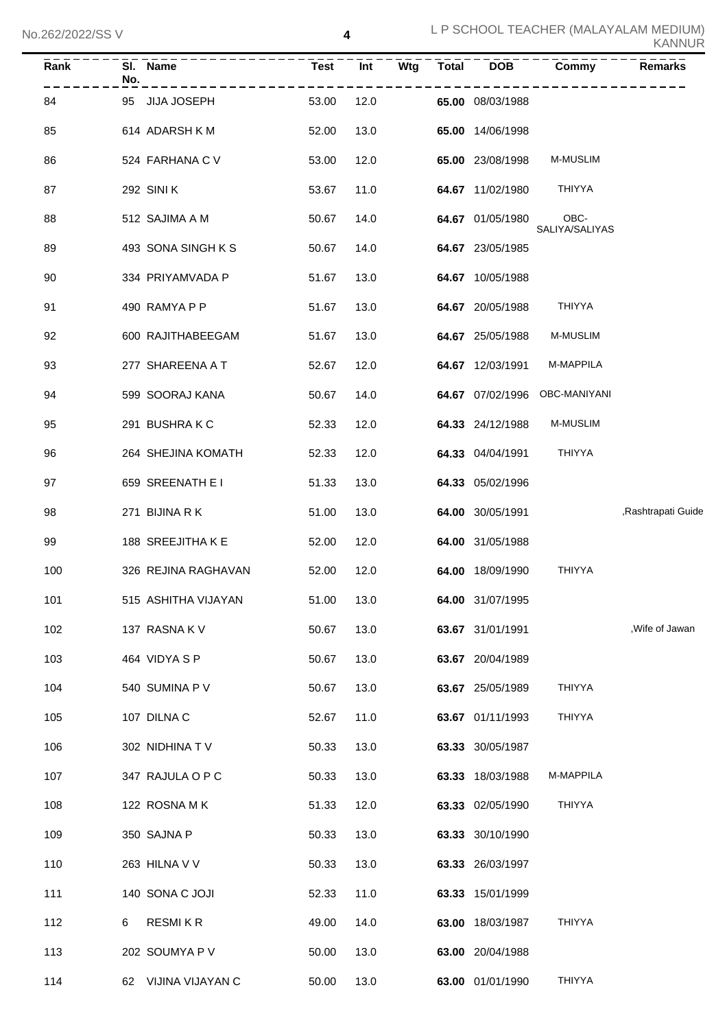| Rank | Sl. No. | Name | Test | Int | Wtg | Total | DOB | Commy | Remarks |
|---|---|---|---|---|---|---|---|---|---|
| 84 | 95 | JIJA JOSEPH | 53.00 | 12.0 | | **65.00** | 08/03/1988 | | |
| 85 | 614 | ADARSH K M | 52.00 | 13.0 | | **65.00** | 14/06/1998 | | |
| 86 | 524 | FARHANA C V | 53.00 | 12.0 | | **65.00** | 23/08/1998 | M-MUSLIM | |
| 87 | 292 | SINI K | 53.67 | 11.0 | | **64.67** | 11/02/1980 | THIYYA | |
| 88 | 512 | SAJIMA A M | 50.67 | 14.0 | | **64.67** | 01/05/1980 | OBC-SALIYA/SALIYAS | |
| 89 | 493 | SONA SINGH K S | 50.67 | 14.0 | | **64.67** | 23/05/1985 | | |
| 90 | 334 | PRIYAMVADA P | 51.67 | 13.0 | | **64.67** | 10/05/1988 | | |
| 91 | 490 | RAMYA P P | 51.67 | 13.0 | | **64.67** | 20/05/1988 | THIYYA | |
| 92 | 600 | RAJITHABEEGAM | 51.67 | 13.0 | | **64.67** | 25/05/1988 | M-MUSLIM | |
| 93 | 277 | SHAREENA A T | 52.67 | 12.0 | | **64.67** | 12/03/1991 | M-MAPPILA | |
| 94 | 599 | SOORAJ KANA | 50.67 | 14.0 | | **64.67** | 07/02/1996 | OBC-MANIYANI | |
| 95 | 291 | BUSHRA K C | 52.33 | 12.0 | | **64.33** | 24/12/1988 | M-MUSLIM | |
| 96 | 264 | SHEJINA KOMATH | 52.33 | 12.0 | | **64.33** | 04/04/1991 | THIYYA | |
| 97 | 659 | SREENATH E I | 51.33 | 13.0 | | **64.33** | 05/02/1996 | | |
| 98 | 271 | BIJINA R K | 51.00 | 13.0 | | **64.00** | 30/05/1991 | | ,Rashtrapati Guide |
| 99 | 188 | SREEJITHA K E | 52.00 | 12.0 | | **64.00** | 31/05/1988 | | |
| 100 | 326 | REJINA RAGHAVAN | 52.00 | 12.0 | | **64.00** | 18/09/1990 | THIYYA | |
| 101 | 515 | ASHITHA VIJAYAN | 51.00 | 13.0 | | **64.00** | 31/07/1995 | | |
| 102 | 137 | RASNA K V | 50.67 | 13.0 | | **63.67** | 31/01/1991 | | ,Wife of Jawan |
| 103 | 464 | VIDYA S P | 50.67 | 13.0 | | **63.67** | 20/04/1989 | | |
| 104 | 540 | SUMINA P V | 50.67 | 13.0 | | **63.67** | 25/05/1989 | THIYYA | |
| 105 | 107 | DILNA C | 52.67 | 11.0 | | **63.67** | 01/11/1993 | THIYYA | |
| 106 | 302 | NIDHINA T V | 50.33 | 13.0 | | **63.33** | 30/05/1987 | | |
| 107 | 347 | RAJULA O P C | 50.33 | 13.0 | | **63.33** | 18/03/1988 | M-MAPPILA | |
| 108 | 122 | ROSNA M K | 51.33 | 12.0 | | **63.33** | 02/05/1990 | THIYYA | |
| 109 | 350 | SAJNA P | 50.33 | 13.0 | | **63.33** | 30/10/1990 | | |
| 110 | 263 | HILNA V V | 50.33 | 13.0 | | **63.33** | 26/03/1997 | | |
| 111 | 140 | SONA C JOJI | 52.33 | 11.0 | | **63.33** | 15/01/1999 | | |
| 112 | 6 | RESMI K R | 49.00 | 14.0 | | **63.00** | 18/03/1987 | THIYYA | |
| 113 | 202 | SOUMYA P V | 50.00 | 13.0 | | **63.00** | 20/04/1988 | | |
| 114 | 62 | VIJINA VIJAYAN C | 50.00 | 13.0 | | **63.00** | 01/01/1990 | THIYYA | |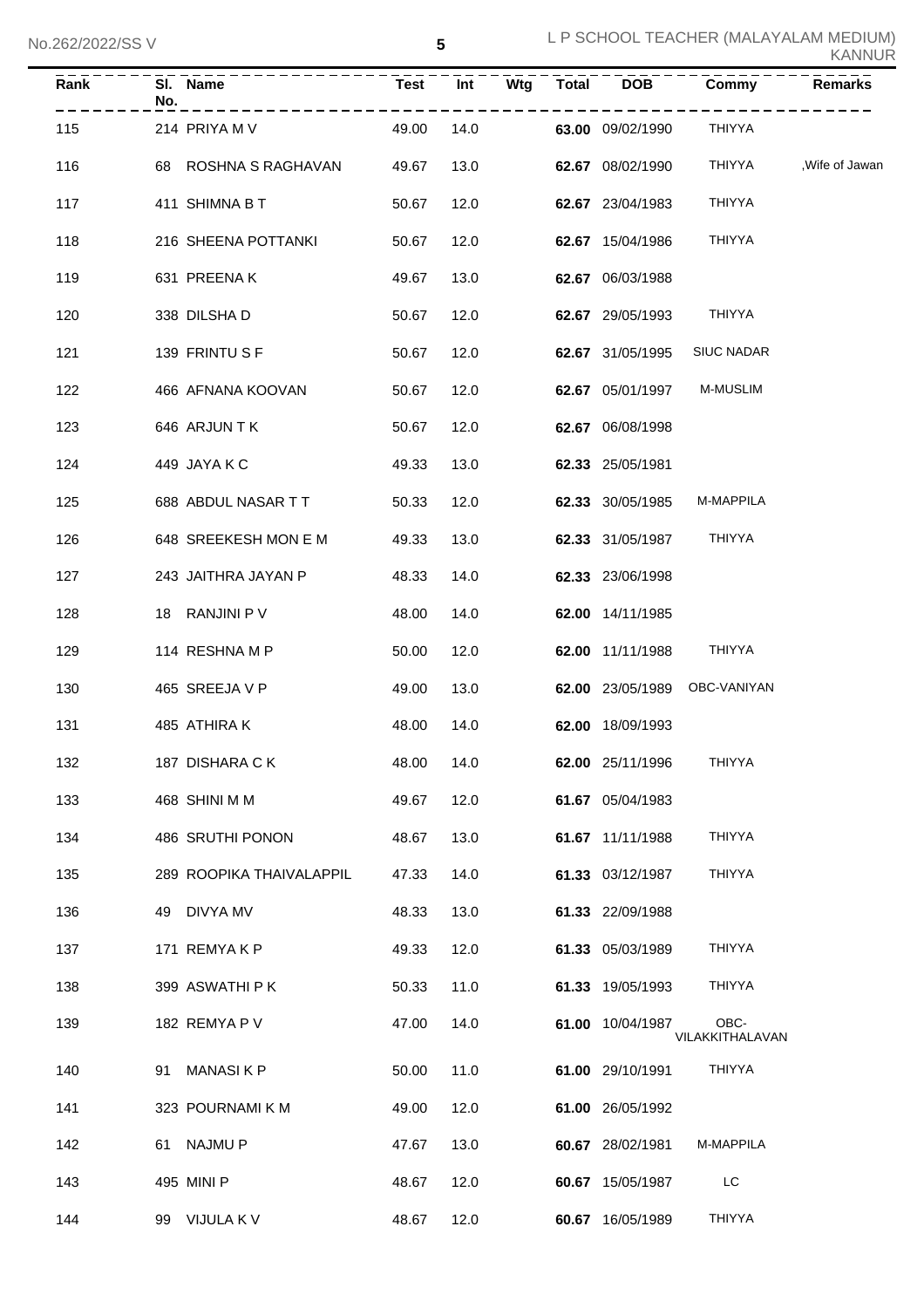| Rank | Sl. No. | Name | Test | Int | Wtg | Total | DOB | Commy | Remarks |
|---|---|---|---|---|---|---|---|---|---|
| 115 | 214 | PRIYA M V | 49.00 | 14.0 | | **63.00** | 09/02/1990 | THIYYA | |
| 116 | 68 | ROSHNA S RAGHAVAN | 49.67 | 13.0 | | **62.67** | 08/02/1990 | THIYYA | ,Wife of Jawan |
| 117 | 411 | SHIMNA B T | 50.67 | 12.0 | | **62.67** | 23/04/1983 | THIYYA | |
| 118 | 216 | SHEENA POTTANKI | 50.67 | 12.0 | | **62.67** | 15/04/1986 | THIYYA | |
| 119 | 631 | PREENA K | 49.67 | 13.0 | | **62.67** | 06/03/1988 | | |
| 120 | 338 | DILSHA D | 50.67 | 12.0 | | **62.67** | 29/05/1993 | THIYYA | |
| 121 | 139 | FRINTU S F | 50.67 | 12.0 | | **62.67** | 31/05/1995 | SIUC NADAR | |
| 122 | 466 | AFNANA KOOVAN | 50.67 | 12.0 | | **62.67** | 05/01/1997 | M-MUSLIM | |
| 123 | 646 | ARJUN T K | 50.67 | 12.0 | | **62.67** | 06/08/1998 | | |
| 124 | 449 | JAYA K C | 49.33 | 13.0 | | **62.33** | 25/05/1981 | | |
| 125 | 688 | ABDUL NASAR T T | 50.33 | 12.0 | | **62.33** | 30/05/1985 | M-MAPPILA | |
| 126 | 648 | SREEKESH MON E M | 49.33 | 13.0 | | **62.33** | 31/05/1987 | THIYYA | |
| 127 | 243 | JAITHRA JAYAN P | 48.33 | 14.0 | | **62.33** | 23/06/1998 | | |
| 128 | 18 | RANJINI P V | 48.00 | 14.0 | | **62.00** | 14/11/1985 | | |
| 129 | 114 | RESHNA M P | 50.00 | 12.0 | | **62.00** | 11/11/1988 | THIYYA | |
| 130 | 465 | SREEJA V P | 49.00 | 13.0 | | **62.00** | 23/05/1989 | OBC-VANIYAN | |
| 131 | 485 | ATHIRA K | 48.00 | 14.0 | | **62.00** | 18/09/1993 | | |
| 132 | 187 | DISHARA C K | 48.00 | 14.0 | | **62.00** | 25/11/1996 | THIYYA | |
| 133 | 468 | SHINI M M | 49.67 | 12.0 | | **61.67** | 05/04/1983 | | |
| 134 | 486 | SRUTHI PONON | 48.67 | 13.0 | | **61.67** | 11/11/1988 | THIYYA | |
| 135 | 289 | ROOPIKA THAIVALAPPIL | 47.33 | 14.0 | | **61.33** | 03/12/1987 | THIYYA | |
| 136 | 49 | DIVYA MV | 48.33 | 13.0 | | **61.33** | 22/09/1988 | | |
| 137 | 171 | REMYA K P | 49.33 | 12.0 | | **61.33** | 05/03/1989 | THIYYA | |
| 138 | 399 | ASWATHI P K | 50.33 | 11.0 | | **61.33** | 19/05/1993 | THIYYA | |
| 139 | 182 | REMYA P V | 47.00 | 14.0 | | **61.00** | 10/04/1987 | OBC-VILAKKITHALAVAN | |
| 140 | 91 | MANASI K P | 50.00 | 11.0 | | **61.00** | 29/10/1991 | THIYYA | |
| 141 | 323 | POURNAMI K M | 49.00 | 12.0 | | **61.00** | 26/05/1992 | | |
| 142 | 61 | NAJMU P | 47.67 | 13.0 | | **60.67** | 28/02/1981 | M-MAPPILA | |
| 143 | 495 | MINI P | 48.67 | 12.0 | | **60.67** | 15/05/1987 | LC | |
| 144 | 99 | VIJULA K V | 48.67 | 12.0 | | **60.67** | 16/05/1989 | THIYYA | |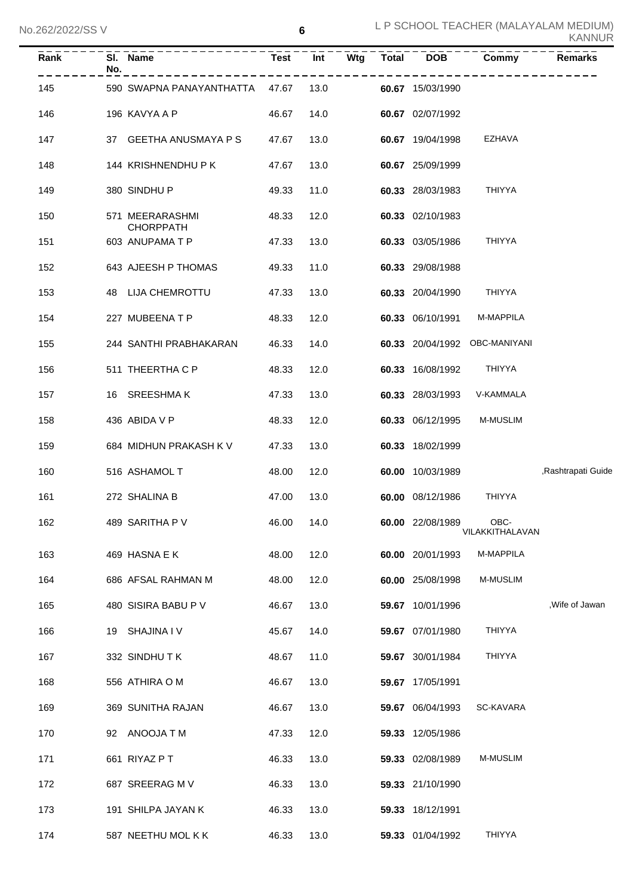| Rank | Sl. No. | Name | Test | Int | Wtg | Total | DOB | Commy | Remarks |
|---|---|---|---|---|---|---|---|---|---|
| 145 | 590 | SWAPNA PANAYANTHATTA | 47.67 | 13.0 | | **60.67** | 15/03/1990 | | |
| 146 | 196 | KAVYA A P | 46.67 | 14.0 | | **60.67** | 02/07/1992 | | |
| 147 | 37 | GEETHA ANUSMAYA P S | 47.67 | 13.0 | | **60.67** | 19/04/1998 | EZHAVA | |
| 148 | 144 | KRISHNENDHU P K | 47.67 | 13.0 | | **60.67** | 25/09/1999 | | |
| 149 | 380 | SINDHU P | 49.33 | 11.0 | | **60.33** | 28/03/1983 | THIYYA | |
| 150 | 571 | MEERARASHMI CHORPPATH | 48.33 | 12.0 | | **60.33** | 02/10/1983 | | |
| 151 | 603 | ANUPAMA T P | 47.33 | 13.0 | | **60.33** | 03/05/1986 | THIYYA | |
| 152 | 643 | AJEESH P THOMAS | 49.33 | 11.0 | | **60.33** | 29/08/1988 | | |
| 153 | 48 | LIJA CHEMROTTU | 47.33 | 13.0 | | **60.33** | 20/04/1990 | THIYYA | |
| 154 | 227 | MUBEENA T P | 48.33 | 12.0 | | **60.33** | 06/10/1991 | M-MAPPILA | |
| 155 | 244 | SANTHI PRABHAKARAN | 46.33 | 14.0 | | **60.33** | 20/04/1992 | OBC-MANIYANI | |
| 156 | 511 | THEERTHA C P | 48.33 | 12.0 | | **60.33** | 16/08/1992 | THIYYA | |
| 157 | 16 | SREESHMA K | 47.33 | 13.0 | | **60.33** | 28/03/1993 | V-KAMMALA | |
| 158 | 436 | ABIDA V P | 48.33 | 12.0 | | **60.33** | 06/12/1995 | M-MUSLIM | |
| 159 | 684 | MIDHUN PRAKASH K V | 47.33 | 13.0 | | **60.33** | 18/02/1999 | | |
| 160 | 516 | ASHAMOL T | 48.00 | 12.0 | | **60.00** | 10/03/1989 | | ,Rashtrapati Guide |
| 161 | 272 | SHALINA B | 47.00 | 13.0 | | **60.00** | 08/12/1986 | THIYYA | |
| 162 | 489 | SARITHA P V | 46.00 | 14.0 | | **60.00** | 22/08/1989 | OBC-VILAKKITHALAVAN | |
| 163 | 469 | HASNA E K | 48.00 | 12.0 | | **60.00** | 20/01/1993 | M-MAPPILA | |
| 164 | 686 | AFSAL RAHMAN M | 48.00 | 12.0 | | **60.00** | 25/08/1998 | M-MUSLIM | |
| 165 | 480 | SISIRA BABU P V | 46.67 | 13.0 | | **59.67** | 10/01/1996 | | ,Wife of Jawan |
| 166 | 19 | SHAJINA I V | 45.67 | 14.0 | | **59.67** | 07/01/1980 | THIYYA | |
| 167 | 332 | SINDHU T K | 48.67 | 11.0 | | **59.67** | 30/01/1984 | THIYYA | |
| 168 | 556 | ATHIRA O M | 46.67 | 13.0 | | **59.67** | 17/05/1991 | | |
| 169 | 369 | SUNITHA RAJAN | 46.67 | 13.0 | | **59.67** | 06/04/1993 | SC-KAVARA | |
| 170 | 92 | ANOOJA T M | 47.33 | 12.0 | | **59.33** | 12/05/1986 | | |
| 171 | 661 | RIYAZ P T | 46.33 | 13.0 | | **59.33** | 02/08/1989 | M-MUSLIM | |
| 172 | 687 | SREERAG M V | 46.33 | 13.0 | | **59.33** | 21/10/1990 | | |
| 173 | 191 | SHILPA JAYAN K | 46.33 | 13.0 | | **59.33** | 18/12/1991 | | |
| 174 | 587 | NEETHU MOL K K | 46.33 | 13.0 | | **59.33** | 01/04/1992 | THIYYA | |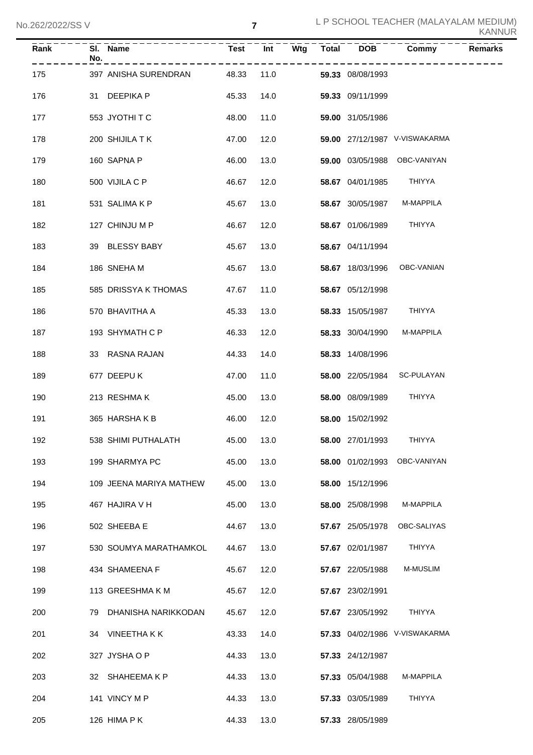| Rank | Sl. No. | Name | Test | Int | Wtg | Total | DOB | Commy | Remarks |
|---|---|---|---|---|---|---|---|---|---|
| 175 | 397 | ANISHA SURENDRAN | 48.33 | 11.0 | | **59.33** | 08/08/1993 | | |
| 176 | 31 | DEEPIKA P | 45.33 | 14.0 | | **59.33** | 09/11/1999 | | |
| 177 | 553 | JYOTHI T C | 48.00 | 11.0 | | **59.00** | 31/05/1986 | | |
| 178 | 200 | SHIJILA T K | 47.00 | 12.0 | | **59.00** | 27/12/1987 | V-VISWAKARMA | |
| 179 | 160 | SAPNA P | 46.00 | 13.0 | | **59.00** | 03/05/1988 | OBC-VANIYAN | |
| 180 | 500 | VIJILA C P | 46.67 | 12.0 | | **58.67** | 04/01/1985 | THIYYA | |
| 181 | 531 | SALIMA K P | 45.67 | 13.0 | | **58.67** | 30/05/1987 | M-MAPPILA | |
| 182 | 127 | CHINJU M P | 46.67 | 12.0 | | **58.67** | 01/06/1989 | THIYYA | |
| 183 | 39 | BLESSY BABY | 45.67 | 13.0 | | **58.67** | 04/11/1994 | | |
| 184 | 186 | SNEHA M | 45.67 | 13.0 | | **58.67** | 18/03/1996 | OBC-VANIAN | |
| 185 | 585 | DRISSYA K THOMAS | 47.67 | 11.0 | | **58.67** | 05/12/1998 | | |
| 186 | 570 | BHAVITHA A | 45.33 | 13.0 | | **58.33** | 15/05/1987 | THIYYA | |
| 187 | 193 | SHYMATH C P | 46.33 | 12.0 | | **58.33** | 30/04/1990 | M-MAPPILA | |
| 188 | 33 | RASNA RAJAN | 44.33 | 14.0 | | **58.33** | 14/08/1996 | | |
| 189 | 677 | DEEPU K | 47.00 | 11.0 | | **58.00** | 22/05/1984 | SC-PULAYAN | |
| 190 | 213 | RESHMA K | 45.00 | 13.0 | | **58.00** | 08/09/1989 | THIYYA | |
| 191 | 365 | HARSHA K B | 46.00 | 12.0 | | **58.00** | 15/02/1992 | | |
| 192 | 538 | SHIMI PUTHALATH | 45.00 | 13.0 | | **58.00** | 27/01/1993 | THIYYA | |
| 193 | 199 | SHARMYA PC | 45.00 | 13.0 | | **58.00** | 01/02/1993 | OBC-VANIYAN | |
| 194 | 109 | JEENA MARIYA MATHEW | 45.00 | 13.0 | | **58.00** | 15/12/1996 | | |
| 195 | 467 | HAJIRA V H | 45.00 | 13.0 | | **58.00** | 25/08/1998 | M-MAPPILA | |
| 196 | 502 | SHEEBA E | 44.67 | 13.0 | | **57.67** | 25/05/1978 | OBC-SALIYAS | |
| 197 | 530 | SOUMYA MARATHAMKOL | 44.67 | 13.0 | | **57.67** | 02/01/1987 | THIYYA | |
| 198 | 434 | SHAMEENA F | 45.67 | 12.0 | | **57.67** | 22/05/1988 | M-MUSLIM | |
| 199 | 113 | GREESHMA K M | 45.67 | 12.0 | | **57.67** | 23/02/1991 | | |
| 200 | 79 | DHANISHA NARIKKODAN | 45.67 | 12.0 | | **57.67** | 23/05/1992 | THIYYA | |
| 201 | 34 | VINEETHA K K | 43.33 | 14.0 | | **57.33** | 04/02/1986 | V-VISWAKARMA | |
| 202 | 327 | JYSHA O P | 44.33 | 13.0 | | **57.33** | 24/12/1987 | | |
| 203 | 32 | SHAHEEMA K P | 44.33 | 13.0 | | **57.33** | 05/04/1988 | M-MAPPILA | |
| 204 | 141 | VINCY M P | 44.33 | 13.0 | | **57.33** | 03/05/1989 | THIYYA | |
| 205 | 126 | HIMA P K | 44.33 | 13.0 | | **57.33** | 28/05/1989 | | |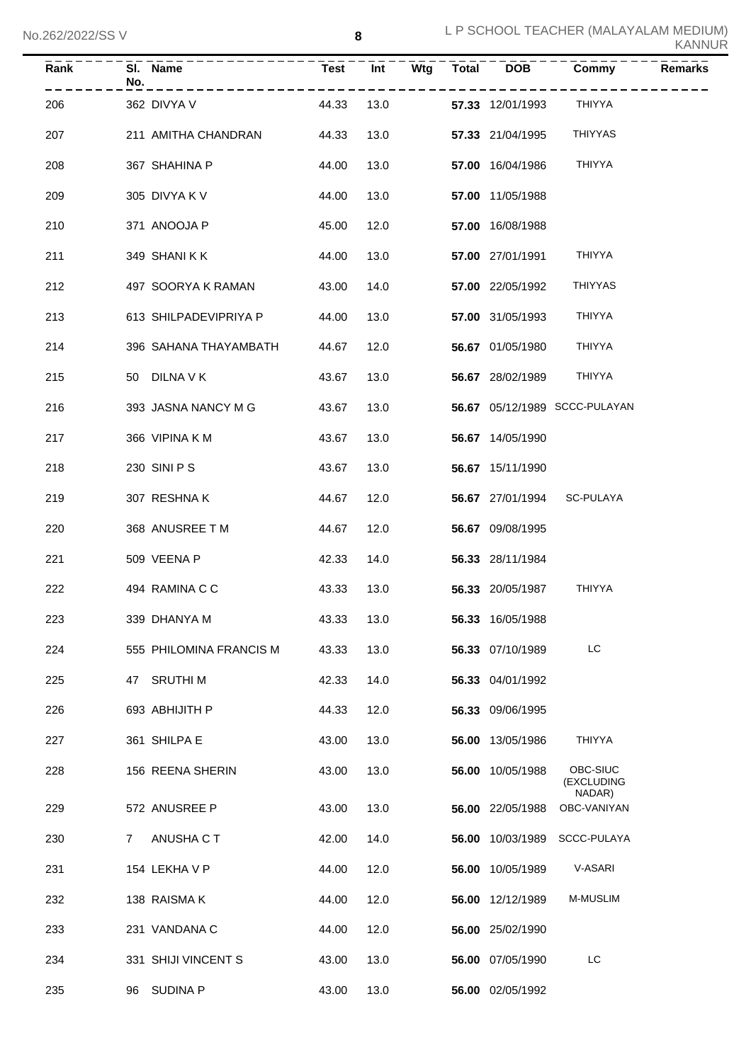| Rank | Sl. No. | Name | Test | Int | Wtg | Total | DOB | Commy | Remarks |
|---|---|---|---|---|---|---|---|---|---|
| 206 | 362 | DIVYA V | 44.33 | 13.0 | | **57.33** | 12/01/1993 | THIYYA | |
| 207 | 211 | AMITHA CHANDRAN | 44.33 | 13.0 | | **57.33** | 21/04/1995 | THIYYAS | |
| 208 | 367 | SHAHINA P | 44.00 | 13.0 | | **57.00** | 16/04/1986 | THIYYA | |
| 209 | 305 | DIVYA K V | 44.00 | 13.0 | | **57.00** | 11/05/1988 | | |
| 210 | 371 | ANOOJA P | 45.00 | 12.0 | | **57.00** | 16/08/1988 | | |
| 211 | 349 | SHANI K K | 44.00 | 13.0 | | **57.00** | 27/01/1991 | THIYYA | |
| 212 | 497 | SOORYA K RAMAN | 43.00 | 14.0 | | **57.00** | 22/05/1992 | THIYYAS | |
| 213 | 613 | SHILPADEVIPRIYA P | 44.00 | 13.0 | | **57.00** | 31/05/1993 | THIYYA | |
| 214 | 396 | SAHANA THAYAMBATH | 44.67 | 12.0 | | **56.67** | 01/05/1980 | THIYYA | |
| 215 | 50 | DILNA V K | 43.67 | 13.0 | | **56.67** | 28/02/1989 | THIYYA | |
| 216 | 393 | JASNA NANCY M G | 43.67 | 13.0 | | **56.67** | 05/12/1989 | SCCC-PULAYAN | |
| 217 | 366 | VIPINA K M | 43.67 | 13.0 | | **56.67** | 14/05/1990 | | |
| 218 | 230 | SINI P S | 43.67 | 13.0 | | **56.67** | 15/11/1990 | | |
| 219 | 307 | RESHNA K | 44.67 | 12.0 | | **56.67** | 27/01/1994 | SC-PULAYA | |
| 220 | 368 | ANUSREE T M | 44.67 | 12.0 | | **56.67** | 09/08/1995 | | |
| 221 | 509 | VEENA P | 42.33 | 14.0 | | **56.33** | 28/11/1984 | | |
| 222 | 494 | RAMINA C C | 43.33 | 13.0 | | **56.33** | 20/05/1987 | THIYYA | |
| 223 | 339 | DHANYA M | 43.33 | 13.0 | | **56.33** | 16/05/1988 | | |
| 224 | 555 | PHILOMINA FRANCIS M | 43.33 | 13.0 | | **56.33** | 07/10/1989 | LC | |
| 225 | 47 | SRUTHI M | 42.33 | 14.0 | | **56.33** | 04/01/1992 | | |
| 226 | 693 | ABHIJITH P | 44.33 | 12.0 | | **56.33** | 09/06/1995 | | |
| 227 | 361 | SHILPA E | 43.00 | 13.0 | | **56.00** | 13/05/1986 | THIYYA | |
| 228 | 156 | REENA SHERIN | 43.00 | 13.0 | | **56.00** | 10/05/1988 | OBC-SIUC (EXCLUDING NADAR) | |
| 229 | 572 | ANUSREE P | 43.00 | 13.0 | | **56.00** | 22/05/1988 | OBC-VANIYAN | |
| 230 | 7 | ANUSHA C T | 42.00 | 14.0 | | **56.00** | 10/03/1989 | SCCC-PULAYA | |
| 231 | 154 | LEKHA V P | 44.00 | 12.0 | | **56.00** | 10/05/1989 | V-ASARI | |
| 232 | 138 | RAISMA K | 44.00 | 12.0 | | **56.00** | 12/12/1989 | M-MUSLIM | |
| 233 | 231 | VANDANA C | 44.00 | 12.0 | | **56.00** | 25/02/1990 | | |
| 234 | 331 | SHIJI VINCENT S | 43.00 | 13.0 | | **56.00** | 07/05/1990 | LC | |
| 235 | 96 | SUDINA P | 43.00 | 13.0 | | **56.00** | 02/05/1992 | | |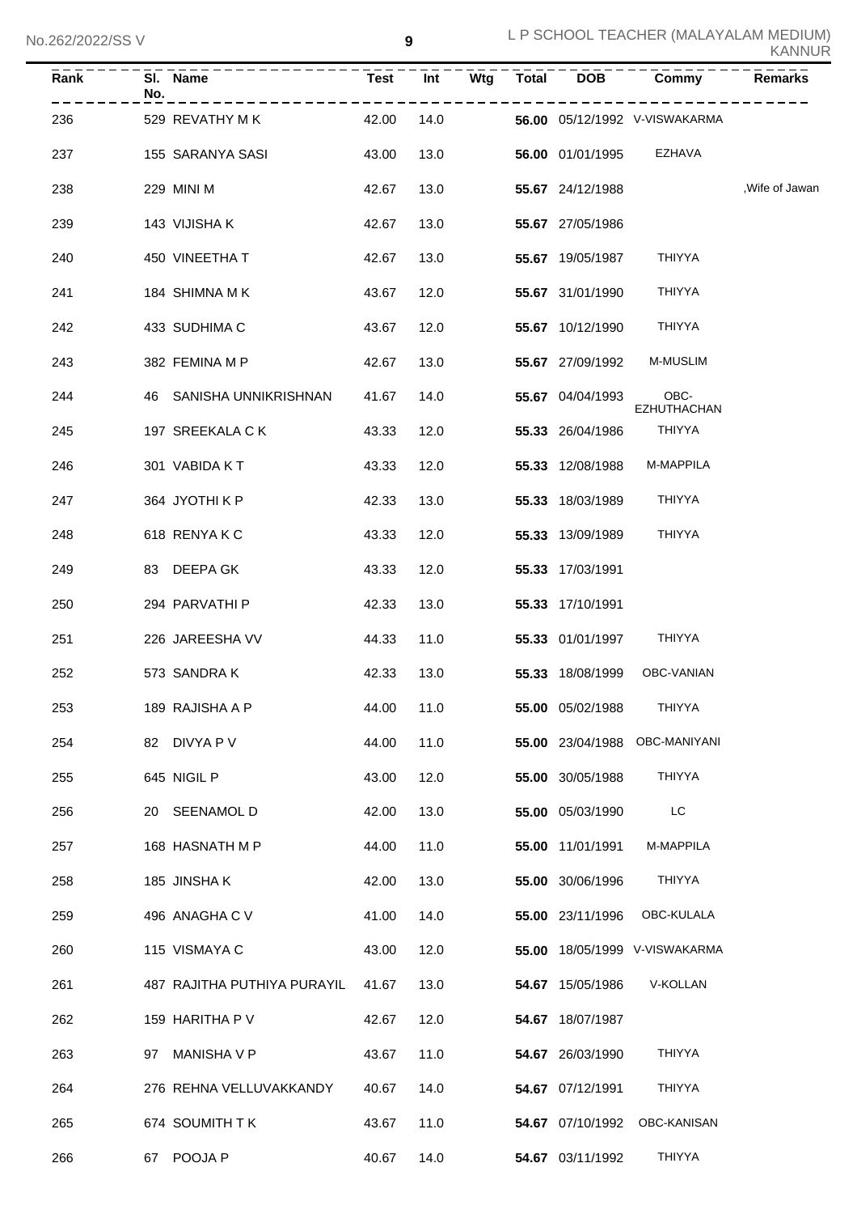| Rank | Sl. No. | Name | Test | Int | Wtg | Total | DOB | Commy | Remarks |
|---|---|---|---|---|---|---|---|---|---|
| 236 | 529 | REVATHY M K | 42.00 | 14.0 | | **56.00** | 05/12/1992 | V-VISWAKARMA | |
| 237 | 155 | SARANYA SASI | 43.00 | 13.0 | | **56.00** | 01/01/1995 | EZHAVA | |
| 238 | 229 | MINI M | 42.67 | 13.0 | | **55.67** | 24/12/1988 | | ,Wife of Jawan |
| 239 | 143 | VIJISHA K | 42.67 | 13.0 | | **55.67** | 27/05/1986 | | |
| 240 | 450 | VINEETHA T | 42.67 | 13.0 | | **55.67** | 19/05/1987 | THIYYA | |
| 241 | 184 | SHIMNA M K | 43.67 | 12.0 | | **55.67** | 31/01/1990 | THIYYA | |
| 242 | 433 | SUDHIMA C | 43.67 | 12.0 | | **55.67** | 10/12/1990 | THIYYA | |
| 243 | 382 | FEMINA M P | 42.67 | 13.0 | | **55.67** | 27/09/1992 | M-MUSLIM | |
| 244 | 46 | SANISHA UNNIKRISHNAN | 41.67 | 14.0 | | **55.67** | 04/04/1993 | OBC-EZHUTHACHAN | |
| 245 | 197 | SREEKALA C K | 43.33 | 12.0 | | **55.33** | 26/04/1986 | THIYYA | |
| 246 | 301 | VABIDA K T | 43.33 | 12.0 | | **55.33** | 12/08/1988 | M-MAPPILA | |
| 247 | 364 | JYOTHI K P | 42.33 | 13.0 | | **55.33** | 18/03/1989 | THIYYA | |
| 248 | 618 | RENYA K C | 43.33 | 12.0 | | **55.33** | 13/09/1989 | THIYYA | |
| 249 | 83 | DEEPA GK | 43.33 | 12.0 | | **55.33** | 17/03/1991 | | |
| 250 | 294 | PARVATHI P | 42.33 | 13.0 | | **55.33** | 17/10/1991 | | |
| 251 | 226 | JAREESHA VV | 44.33 | 11.0 | | **55.33** | 01/01/1997 | THIYYA | |
| 252 | 573 | SANDRA K | 42.33 | 13.0 | | **55.33** | 18/08/1999 | OBC-VANIAN | |
| 253 | 189 | RAJISHA A P | 44.00 | 11.0 | | **55.00** | 05/02/1988 | THIYYA | |
| 254 | 82 | DIVYA P V | 44.00 | 11.0 | | **55.00** | 23/04/1988 | OBC-MANIYANI | |
| 255 | 645 | NIGIL P | 43.00 | 12.0 | | **55.00** | 30/05/1988 | THIYYA | |
| 256 | 20 | SEENAMOL D | 42.00 | 13.0 | | **55.00** | 05/03/1990 | LC | |
| 257 | 168 | HASNATH M P | 44.00 | 11.0 | | **55.00** | 11/01/1991 | M-MAPPILA | |
| 258 | 185 | JINSHA K | 42.00 | 13.0 | | **55.00** | 30/06/1996 | THIYYA | |
| 259 | 496 | ANAGHA C V | 41.00 | 14.0 | | **55.00** | 23/11/1996 | OBC-KULALA | |
| 260 | 115 | VISMAYA C | 43.00 | 12.0 | | **55.00** | 18/05/1999 | V-VISWAKARMA | |
| 261 | 487 | RAJITHA PUTHIYA PURAYIL | 41.67 | 13.0 | | **54.67** | 15/05/1986 | V-KOLLAN | |
| 262 | 159 | HARITHA P V | 42.67 | 12.0 | | **54.67** | 18/07/1987 | | |
| 263 | 97 | MANISHA V P | 43.67 | 11.0 | | **54.67** | 26/03/1990 | THIYYA | |
| 264 | 276 | REHNA VELLUVAKKANDY | 40.67 | 14.0 | | **54.67** | 07/12/1991 | THIYYA | |
| 265 | 674 | SOUMITH T K | 43.67 | 11.0 | | **54.67** | 07/10/1992 | OBC-KANISAN | |
| 266 | 67 | POOJA P | 40.67 | 14.0 | | **54.67** | 03/11/1992 | THIYYA | |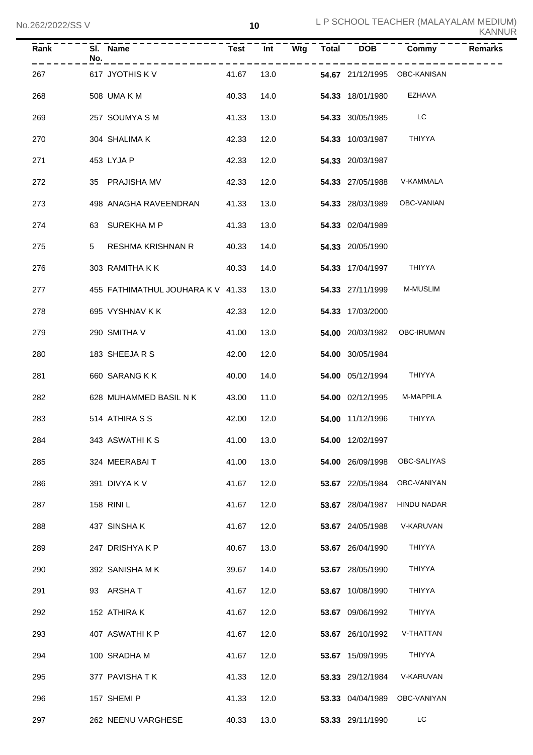| Rank | Sl. No. | Name | Test | Int | Wtg | Total | DOB | Commy | Remarks |
|---|---|---|---|---|---|---|---|---|---|
| 267 | 617 | JYOTHIS K V | 41.67 | 13.0 | | **54.67** | 21/12/1995 | OBC-KANISAN | |
| 268 | 508 | UMA K M | 40.33 | 14.0 | | **54.33** | 18/01/1980 | EZHAVA | |
| 269 | 257 | SOUMYA S M | 41.33 | 13.0 | | **54.33** | 30/05/1985 | LC | |
| 270 | 304 | SHALIMA K | 42.33 | 12.0 | | **54.33** | 10/03/1987 | THIYYA | |
| 271 | 453 | LYJA P | 42.33 | 12.0 | | **54.33** | 20/03/1987 | | |
| 272 | 35 | PRAJISHA MV | 42.33 | 12.0 | | **54.33** | 27/05/1988 | V-KAMMALA | |
| 273 | 498 | ANAGHA RAVEENDRAN | 41.33 | 13.0 | | **54.33** | 28/03/1989 | OBC-VANIAN | |
| 274 | 63 | SUREKHA M P | 41.33 | 13.0 | | **54.33** | 02/04/1989 | | |
| 275 | 5 | RESHMA KRISHNAN R | 40.33 | 14.0 | | **54.33** | 20/05/1990 | | |
| 276 | 303 | RAMITHA K K | 40.33 | 14.0 | | **54.33** | 17/04/1997 | THIYYA | |
| 277 | 455 | FATHIMATHUL JOUHARA K V | 41.33 | 13.0 | | **54.33** | 27/11/1999 | M-MUSLIM | |
| 278 | 695 | VYSHNAV K K | 42.33 | 12.0 | | **54.33** | 17/03/2000 | | |
| 279 | 290 | SMITHA V | 41.00 | 13.0 | | **54.00** | 20/03/1982 | OBC-IRUMAN | |
| 280 | 183 | SHEEJA R S | 42.00 | 12.0 | | **54.00** | 30/05/1984 | | |
| 281 | 660 | SARANG K K | 40.00 | 14.0 | | **54.00** | 05/12/1994 | THIYYA | |
| 282 | 628 | MUHAMMED BASIL N K | 43.00 | 11.0 | | **54.00** | 02/12/1995 | M-MAPPILA | |
| 283 | 514 | ATHIRA S S | 42.00 | 12.0 | | **54.00** | 11/12/1996 | THIYYA | |
| 284 | 343 | ASWATHI K S | 41.00 | 13.0 | | **54.00** | 12/02/1997 | | |
| 285 | 324 | MEERABAI T | 41.00 | 13.0 | | **54.00** | 26/09/1998 | OBC-SALIYAS | |
| 286 | 391 | DIVYA K V | 41.67 | 12.0 | | **53.67** | 22/05/1984 | OBC-VANIYAN | |
| 287 | 158 | RINI L | 41.67 | 12.0 | | **53.67** | 28/04/1987 | HINDU NADAR | |
| 288 | 437 | SINSHA K | 41.67 | 12.0 | | **53.67** | 24/05/1988 | V-KARUVAN | |
| 289 | 247 | DRISHYA K P | 40.67 | 13.0 | | **53.67** | 26/04/1990 | THIYYA | |
| 290 | 392 | SANISHA M K | 39.67 | 14.0 | | **53.67** | 28/05/1990 | THIYYA | |
| 291 | 93 | ARSHA T | 41.67 | 12.0 | | **53.67** | 10/08/1990 | THIYYA | |
| 292 | 152 | ATHIRA K | 41.67 | 12.0 | | **53.67** | 09/06/1992 | THIYYA | |
| 293 | 407 | ASWATHI K P | 41.67 | 12.0 | | **53.67** | 26/10/1992 | V-THATTAN | |
| 294 | 100 | SRADHA M | 41.67 | 12.0 | | **53.67** | 15/09/1995 | THIYYA | |
| 295 | 377 | PAVISHA T K | 41.33 | 12.0 | | **53.33** | 29/12/1984 | V-KARUVAN | |
| 296 | 157 | SHEMI P | 41.33 | 12.0 | | **53.33** | 04/04/1989 | OBC-VANIYAN | |
| 297 | 262 | NEENU VARGHESE | 40.33 | 13.0 | | **53.33** | 29/11/1990 | LC | |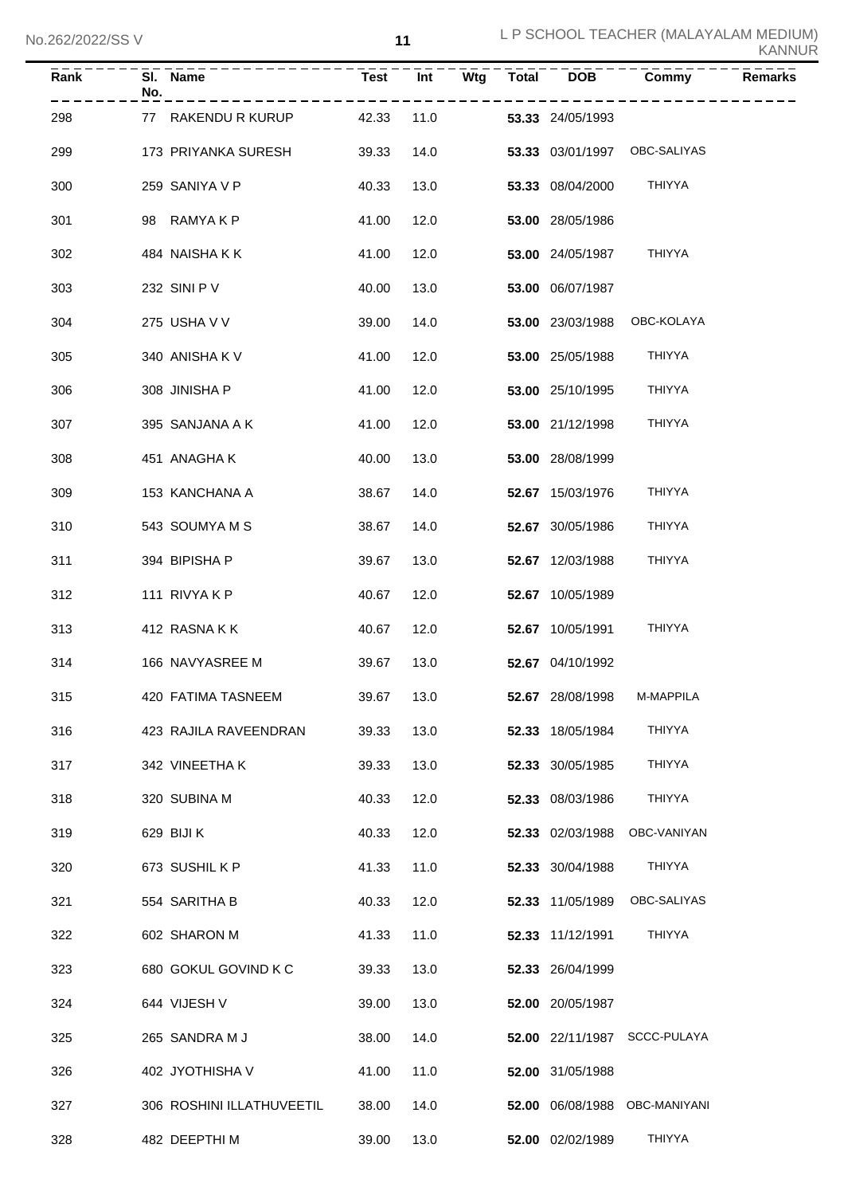| Rank | Sl. No. | Name | Test | Int | Wtg | Total | DOB | Commy | Remarks |
|---|---|---|---|---|---|---|---|---|---|
| 298 | 77 | RAKENDU R KURUP | 42.33 | 11.0 | | **53.33** | 24/05/1993 | | |
| 299 | 173 | PRIYANKA SURESH | 39.33 | 14.0 | | **53.33** | 03/01/1997 | OBC-SALIYAS | |
| 300 | 259 | SANIYA V P | 40.33 | 13.0 | | **53.33** | 08/04/2000 | THIYYA | |
| 301 | 98 | RAMYA K P | 41.00 | 12.0 | | **53.00** | 28/05/1986 | | |
| 302 | 484 | NAISHA K K | 41.00 | 12.0 | | **53.00** | 24/05/1987 | THIYYA | |
| 303 | 232 | SINI P V | 40.00 | 13.0 | | **53.00** | 06/07/1987 | | |
| 304 | 275 | USHA V V | 39.00 | 14.0 | | **53.00** | 23/03/1988 | OBC-KOLAYA | |
| 305 | 340 | ANISHA K V | 41.00 | 12.0 | | **53.00** | 25/05/1988 | THIYYA | |
| 306 | 308 | JINISHA P | 41.00 | 12.0 | | **53.00** | 25/10/1995 | THIYYA | |
| 307 | 395 | SANJANA A K | 41.00 | 12.0 | | **53.00** | 21/12/1998 | THIYYA | |
| 308 | 451 | ANAGHA K | 40.00 | 13.0 | | **53.00** | 28/08/1999 | | |
| 309 | 153 | KANCHANA A | 38.67 | 14.0 | | **52.67** | 15/03/1976 | THIYYA | |
| 310 | 543 | SOUMYA M S | 38.67 | 14.0 | | **52.67** | 30/05/1986 | THIYYA | |
| 311 | 394 | BIPISHA P | 39.67 | 13.0 | | **52.67** | 12/03/1988 | THIYYA | |
| 312 | 111 | RIVYA K P | 40.67 | 12.0 | | **52.67** | 10/05/1989 | | |
| 313 | 412 | RASNA K K | 40.67 | 12.0 | | **52.67** | 10/05/1991 | THIYYA | |
| 314 | 166 | NAVYASREE M | 39.67 | 13.0 | | **52.67** | 04/10/1992 | | |
| 315 | 420 | FATIMA TASNEEM | 39.67 | 13.0 | | **52.67** | 28/08/1998 | M-MAPPILA | |
| 316 | 423 | RAJILA RAVEENDRAN | 39.33 | 13.0 | | **52.33** | 18/05/1984 | THIYYA | |
| 317 | 342 | VINEETHA K | 39.33 | 13.0 | | **52.33** | 30/05/1985 | THIYYA | |
| 318 | 320 | SUBINA M | 40.33 | 12.0 | | **52.33** | 08/03/1986 | THIYYA | |
| 319 | 629 | BIJI K | 40.33 | 12.0 | | **52.33** | 02/03/1988 | OBC-VANIYAN | |
| 320 | 673 | SUSHIL K P | 41.33 | 11.0 | | **52.33** | 30/04/1988 | THIYYA | |
| 321 | 554 | SARITHA B | 40.33 | 12.0 | | **52.33** | 11/05/1989 | OBC-SALIYAS | |
| 322 | 602 | SHARON M | 41.33 | 11.0 | | **52.33** | 11/12/1991 | THIYYA | |
| 323 | 680 | GOKUL GOVIND K C | 39.33 | 13.0 | | **52.33** | 26/04/1999 | | |
| 324 | 644 | VIJESH V | 39.00 | 13.0 | | **52.00** | 20/05/1987 | | |
| 325 | 265 | SANDRA M J | 38.00 | 14.0 | | **52.00** | 22/11/1987 | SCCC-PULAYA | |
| 326 | 402 | JYOTHISHA V | 41.00 | 11.0 | | **52.00** | 31/05/1988 | | |
| 327 | 306 | ROSHINI ILLATHUVEETIL | 38.00 | 14.0 | | **52.00** | 06/08/1988 | OBC-MANIYANI | |
| 328 | 482 | DEEPTHI M | 39.00 | 13.0 | | **52.00** | 02/02/1989 | THIYYA | |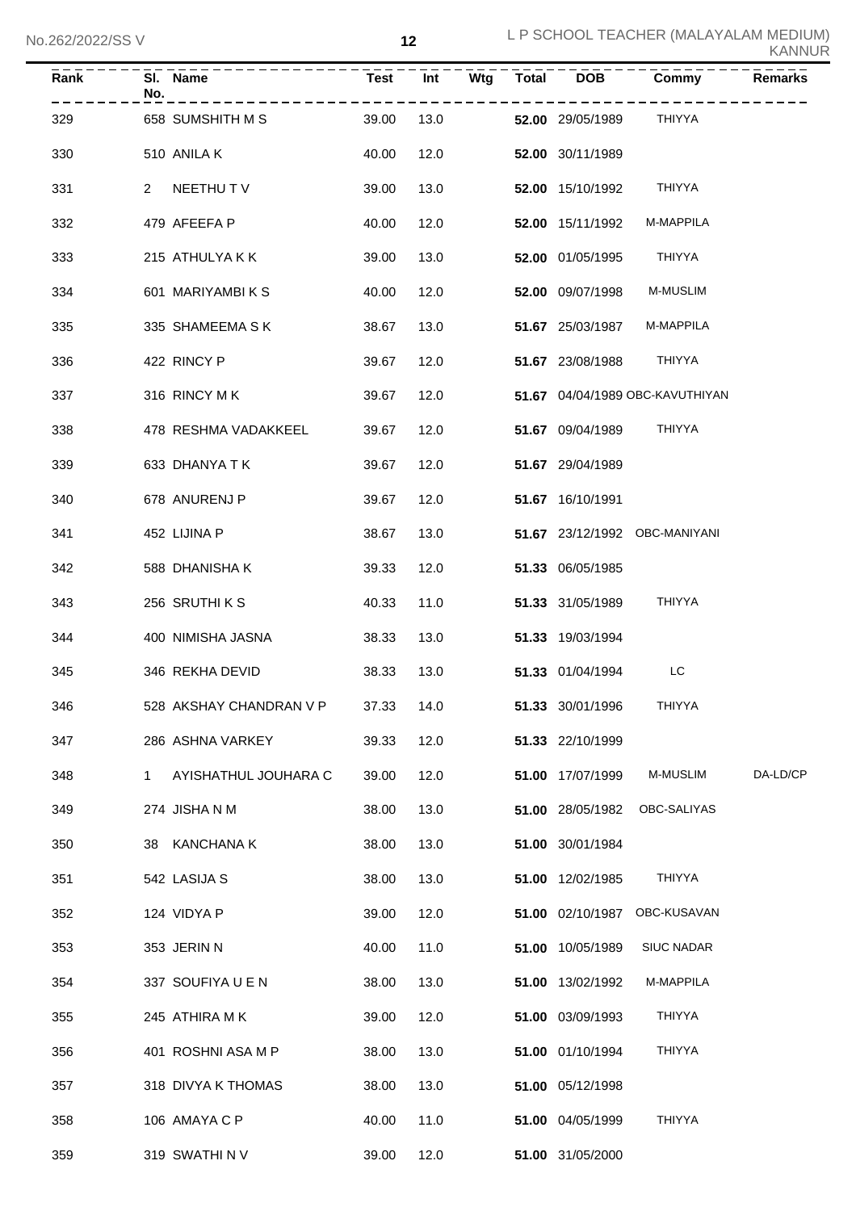| Rank | Sl. No. | Name | Test | Int | Wtg | Total | DOB | Commy | Remarks |
|---|---|---|---|---|---|---|---|---|---|
| 329 | 658 | SUMSHITH M S | 39.00 | 13.0 | | **52.00** | 29/05/1989 | THIYYA | |
| 330 | 510 | ANILA K | 40.00 | 12.0 | | **52.00** | 30/11/1989 | | |
| 331 | 2 | NEETHU T V | 39.00 | 13.0 | | **52.00** | 15/10/1992 | THIYYA | |
| 332 | 479 | AFEEFA P | 40.00 | 12.0 | | **52.00** | 15/11/1992 | M-MAPPILA | |
| 333 | 215 | ATHULYA K K | 39.00 | 13.0 | | **52.00** | 01/05/1995 | THIYYA | |
| 334 | 601 | MARIYAMBI K S | 40.00 | 12.0 | | **52.00** | 09/07/1998 | M-MUSLIM | |
| 335 | 335 | SHAMEEMA S K | 38.67 | 13.0 | | **51.67** | 25/03/1987 | M-MAPPILA | |
| 336 | 422 | RINCY P | 39.67 | 12.0 | | **51.67** | 23/08/1988 | THIYYA | |
| 337 | 316 | RINCY M K | 39.67 | 12.0 | | **51.67** | 04/04/1989 | OBC-KAVUTHIYAN | |
| 338 | 478 | RESHMA VADAKKEEL | 39.67 | 12.0 | | **51.67** | 09/04/1989 | THIYYA | |
| 339 | 633 | DHANYA T K | 39.67 | 12.0 | | **51.67** | 29/04/1989 | | |
| 340 | 678 | ANURENJ P | 39.67 | 12.0 | | **51.67** | 16/10/1991 | | |
| 341 | 452 | LIJINA P | 38.67 | 13.0 | | **51.67** | 23/12/1992 | OBC-MANIYANI | |
| 342 | 588 | DHANISHA K | 39.33 | 12.0 | | **51.33** | 06/05/1985 | | |
| 343 | 256 | SRUTHI K S | 40.33 | 11.0 | | **51.33** | 31/05/1989 | THIYYA | |
| 344 | 400 | NIMISHA JASNA | 38.33 | 13.0 | | **51.33** | 19/03/1994 | | |
| 345 | 346 | REKHA DEVID | 38.33 | 13.0 | | **51.33** | 01/04/1994 | LC | |
| 346 | 528 | AKSHAY CHANDRAN V P | 37.33 | 14.0 | | **51.33** | 30/01/1996 | THIYYA | |
| 347 | 286 | ASHNA VARKEY | 39.33 | 12.0 | | **51.33** | 22/10/1999 | | |
| 348 | 1 | AYISHATHUL JOUHARA C | 39.00 | 12.0 | | **51.00** | 17/07/1999 | M-MUSLIM | DA-LD/CP |
| 349 | 274 | JISHA N M | 38.00 | 13.0 | | **51.00** | 28/05/1982 | OBC-SALIYAS | |
| 350 | 38 | KANCHANA K | 38.00 | 13.0 | | **51.00** | 30/01/1984 | | |
| 351 | 542 | LASIJA S | 38.00 | 13.0 | | **51.00** | 12/02/1985 | THIYYA | |
| 352 | 124 | VIDYA P | 39.00 | 12.0 | | **51.00** | 02/10/1987 | OBC-KUSAVAN | |
| 353 | 353 | JERIN N | 40.00 | 11.0 | | **51.00** | 10/05/1989 | SIUC NADAR | |
| 354 | 337 | SOUFIYA U E N | 38.00 | 13.0 | | **51.00** | 13/02/1992 | M-MAPPILA | |
| 355 | 245 | ATHIRA M K | 39.00 | 12.0 | | **51.00** | 03/09/1993 | THIYYA | |
| 356 | 401 | ROSHNI ASA M P | 38.00 | 13.0 | | **51.00** | 01/10/1994 | THIYYA | |
| 357 | 318 | DIVYA K THOMAS | 38.00 | 13.0 | | **51.00** | 05/12/1998 | | |
| 358 | 106 | AMAYA C P | 40.00 | 11.0 | | **51.00** | 04/05/1999 | THIYYA | |
| 359 | 319 | SWATHI N V | 39.00 | 12.0 | | **51.00** | 31/05/2000 | | |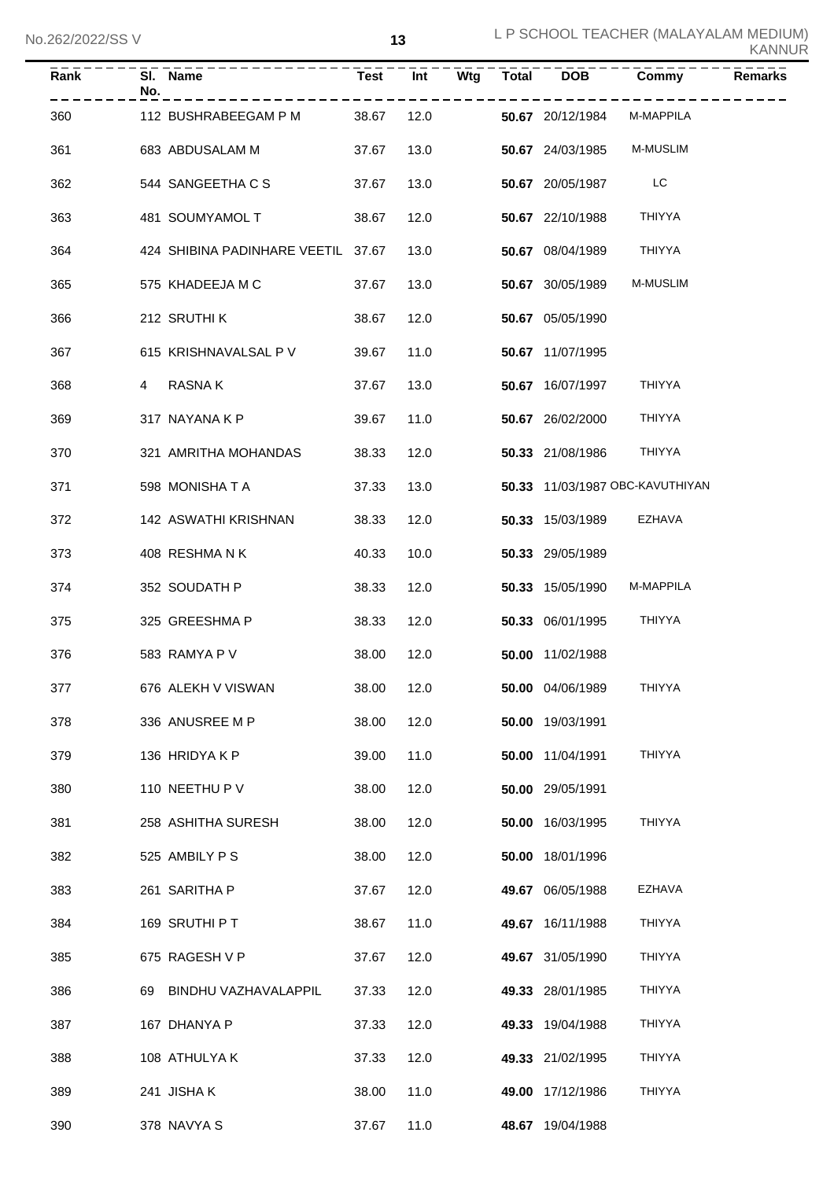| Rank | Sl. No. | Name | Test | Int | Wtg | Total | DOB | Commy | Remarks |
|---|---|---|---|---|---|---|---|---|---|
| 360 | 112 | BUSHRABEEGAM P M | 38.67 | 12.0 | | **50.67** | 20/12/1984 | M-MAPPILA | |
| 361 | 683 | ABDUSALAM M | 37.67 | 13.0 | | **50.67** | 24/03/1985 | M-MUSLIM | |
| 362 | 544 | SANGEETHA C S | 37.67 | 13.0 | | **50.67** | 20/05/1987 | LC | |
| 363 | 481 | SOUMYAMOL T | 38.67 | 12.0 | | **50.67** | 22/10/1988 | THIYYA | |
| 364 | 424 | SHIBINA PADINHARE VEETIL | 37.67 | 13.0 | | **50.67** | 08/04/1989 | THIYYA | |
| 365 | 575 | KHADEEJA M C | 37.67 | 13.0 | | **50.67** | 30/05/1989 | M-MUSLIM | |
| 366 | 212 | SRUTHI K | 38.67 | 12.0 | | **50.67** | 05/05/1990 | | |
| 367 | 615 | KRISHNAVALSAL P V | 39.67 | 11.0 | | **50.67** | 11/07/1995 | | |
| 368 | 4 | RASNA K | 37.67 | 13.0 | | **50.67** | 16/07/1997 | THIYYA | |
| 369 | 317 | NAYANA K P | 39.67 | 11.0 | | **50.67** | 26/02/2000 | THIYYA | |
| 370 | 321 | AMRITHA MOHANDAS | 38.33 | 12.0 | | **50.33** | 21/08/1986 | THIYYA | |
| 371 | 598 | MONISHA T A | 37.33 | 13.0 | | **50.33** | 11/03/1987 | OBC-KAVUTHIYAN | |
| 372 | 142 | ASWATHI KRISHNAN | 38.33 | 12.0 | | **50.33** | 15/03/1989 | EZHAVA | |
| 373 | 408 | RESHMA N K | 40.33 | 10.0 | | **50.33** | 29/05/1989 | | |
| 374 | 352 | SOUDATH P | 38.33 | 12.0 | | **50.33** | 15/05/1990 | M-MAPPILA | |
| 375 | 325 | GREESHMA P | 38.33 | 12.0 | | **50.33** | 06/01/1995 | THIYYA | |
| 376 | 583 | RAMYA P V | 38.00 | 12.0 | | **50.00** | 11/02/1988 | | |
| 377 | 676 | ALEKH V VISWAN | 38.00 | 12.0 | | **50.00** | 04/06/1989 | THIYYA | |
| 378 | 336 | ANUSREE M P | 38.00 | 12.0 | | **50.00** | 19/03/1991 | | |
| 379 | 136 | HRIDYA K P | 39.00 | 11.0 | | **50.00** | 11/04/1991 | THIYYA | |
| 380 | 110 | NEETHU P V | 38.00 | 12.0 | | **50.00** | 29/05/1991 | | |
| 381 | 258 | ASHITHA SURESH | 38.00 | 12.0 | | **50.00** | 16/03/1995 | THIYYA | |
| 382 | 525 | AMBILY P S | 38.00 | 12.0 | | **50.00** | 18/01/1996 | | |
| 383 | 261 | SARITHA P | 37.67 | 12.0 | | **49.67** | 06/05/1988 | EZHAVA | |
| 384 | 169 | SRUTHI P T | 38.67 | 11.0 | | **49.67** | 16/11/1988 | THIYYA | |
| 385 | 675 | RAGESH V P | 37.67 | 12.0 | | **49.67** | 31/05/1990 | THIYYA | |
| 386 | 69 | BINDHU VAZHAVALAPPIL | 37.33 | 12.0 | | **49.33** | 28/01/1985 | THIYYA | |
| 387 | 167 | DHANYA P | 37.33 | 12.0 | | **49.33** | 19/04/1988 | THIYYA | |
| 388 | 108 | ATHULYA K | 37.33 | 12.0 | | **49.33** | 21/02/1995 | THIYYA | |
| 389 | 241 | JISHA K | 38.00 | 11.0 | | **49.00** | 17/12/1986 | THIYYA | |
| 390 | 378 | NAVYA S | 37.67 | 11.0 | | **48.67** | 19/04/1988 | | |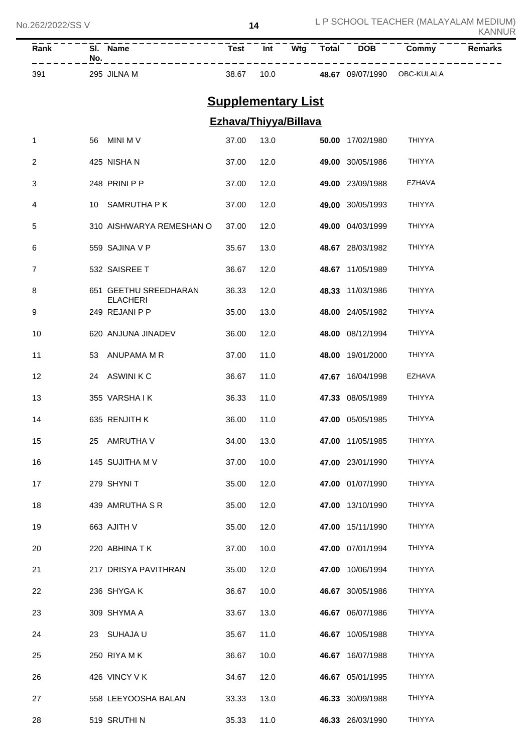| Rank | Sl. No. | Name | Test | Int | Wtg | Total | DOB | Commy | Remarks |
|---|---|---|---|---|---|---|---|---|---|
| 391 | 295 | JILNA M | 38.67 | 10.0 | | **48.67** | 09/07/1990 | OBC-KULALA | |

## Supplementary List

### Ezhava/Thiyya/Billava

| Rank | Sl. No. | Name | Test | Int | Wtg | Total | DOB | Commy | Remarks |
|---|---|---|---|---|---|---|---|---|---|
| 1 | 56 | MINI M V | 37.00 | 13.0 | | **50.00** | 17/02/1980 | THIYYA | |
| 2 | 425 | NISHA N | 37.00 | 12.0 | | **49.00** | 30/05/1986 | THIYYA | |
| 3 | 248 | PRINI P P | 37.00 | 12.0 | | **49.00** | 23/09/1988 | EZHAVA | |
| 4 | 10 | SAMRUTHA P K | 37.00 | 12.0 | | **49.00** | 30/05/1993 | THIYYA | |
| 5 | 310 | AISHWARYA REMESHAN O | 37.00 | 12.0 | | **49.00** | 04/03/1999 | THIYYA | |
| 6 | 559 | SAJINA V P | 35.67 | 13.0 | | **48.67** | 28/03/1982 | THIYYA | |
| 7 | 532 | SAISREE T | 36.67 | 12.0 | | **48.67** | 11/05/1989 | THIYYA | |
| 8 | 651 | GEETHU SREEDHARAN ELACHERI | 36.33 | 12.0 | | **48.33** | 11/03/1986 | THIYYA | |
| 9 | 249 | REJANI P P | 35.00 | 13.0 | | **48.00** | 24/05/1982 | THIYYA | |
| 10 | 620 | ANJUNA JINADEV | 36.00 | 12.0 | | **48.00** | 08/12/1994 | THIYYA | |
| 11 | 53 | ANUPAMA M R | 37.00 | 11.0 | | **48.00** | 19/01/2000 | THIYYA | |
| 12 | 24 | ASWINI K C | 36.67 | 11.0 | | **47.67** | 16/04/1998 | EZHAVA | |
| 13 | 355 | VARSHA I K | 36.33 | 11.0 | | **47.33** | 08/05/1989 | THIYYA | |
| 14 | 635 | RENJITH K | 36.00 | 11.0 | | **47.00** | 05/05/1985 | THIYYA | |
| 15 | 25 | AMRUTHA V | 34.00 | 13.0 | | **47.00** | 11/05/1985 | THIYYA | |
| 16 | 145 | SUJITHA M V | 37.00 | 10.0 | | **47.00** | 23/01/1990 | THIYYA | |
| 17 | 279 | SHYNI T | 35.00 | 12.0 | | **47.00** | 01/07/1990 | THIYYA | |
| 18 | 439 | AMRUTHA S R | 35.00 | 12.0 | | **47.00** | 13/10/1990 | THIYYA | |
| 19 | 663 | AJITH V | 35.00 | 12.0 | | **47.00** | 15/11/1990 | THIYYA | |
| 20 | 220 | ABHINA T K | 37.00 | 10.0 | | **47.00** | 07/01/1994 | THIYYA | |
| 21 | 217 | DRISYA PAVITHRAN | 35.00 | 12.0 | | **47.00** | 10/06/1994 | THIYYA | |
| 22 | 236 | SHYGA K | 36.67 | 10.0 | | **46.67** | 30/05/1986 | THIYYA | |
| 23 | 309 | SHYMA A | 33.67 | 13.0 | | **46.67** | 06/07/1986 | THIYYA | |
| 24 | 23 | SUHAJA U | 35.67 | 11.0 | | **46.67** | 10/05/1988 | THIYYA | |
| 25 | 250 | RIYA M K | 36.67 | 10.0 | | **46.67** | 16/07/1988 | THIYYA | |
| 26 | 426 | VINCY V K | 34.67 | 12.0 | | **46.67** | 05/01/1995 | THIYYA | |
| 27 | 558 | LEEYOOSHA BALAN | 33.33 | 13.0 | | **46.33** | 30/09/1988 | THIYYA | |
| 28 | 519 | SRUTHI N | 35.33 | 11.0 | | **46.33** | 26/03/1990 | THIYYA | |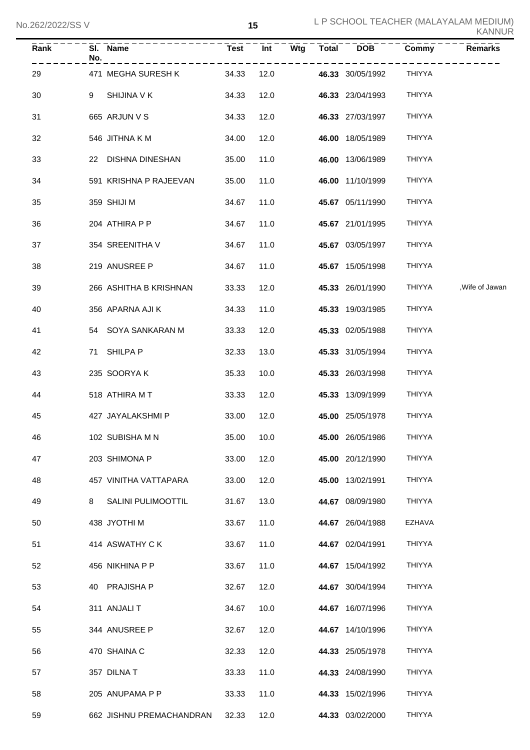| Rank | Sl. No. | Name | Test | Int | Wtg | Total | DOB | Commy | Remarks |
|---|---|---|---|---|---|---|---|---|---|
| 29 | 471 | MEGHA SURESH K | 34.33 | 12.0 | | **46.33** | 30/05/1992 | THIYYA | |
| 30 | 9 | SHIJINA V K | 34.33 | 12.0 | | **46.33** | 23/04/1993 | THIYYA | |
| 31 | 665 | ARJUN V S | 34.33 | 12.0 | | **46.33** | 27/03/1997 | THIYYA | |
| 32 | 546 | JITHNA K M | 34.00 | 12.0 | | **46.00** | 18/05/1989 | THIYYA | |
| 33 | 22 | DISHNA DINESHAN | 35.00 | 11.0 | | **46.00** | 13/06/1989 | THIYYA | |
| 34 | 591 | KRISHNA P RAJEEVAN | 35.00 | 11.0 | | **46.00** | 11/10/1999 | THIYYA | |
| 35 | 359 | SHIJI M | 34.67 | 11.0 | | **45.67** | 05/11/1990 | THIYYA | |
| 36 | 204 | ATHIRA P P | 34.67 | 11.0 | | **45.67** | 21/01/1995 | THIYYA | |
| 37 | 354 | SREENITHA V | 34.67 | 11.0 | | **45.67** | 03/05/1997 | THIYYA | |
| 38 | 219 | ANUSREE P | 34.67 | 11.0 | | **45.67** | 15/05/1998 | THIYYA | |
| 39 | 266 | ASHITHA B KRISHNAN | 33.33 | 12.0 | | **45.33** | 26/01/1990 | THIYYA | ,Wife of Jawan |
| 40 | 356 | APARNA AJI K | 34.33 | 11.0 | | **45.33** | 19/03/1985 | THIYYA | |
| 41 | 54 | SOYA SANKARAN M | 33.33 | 12.0 | | **45.33** | 02/05/1988 | THIYYA | |
| 42 | 71 | SHILPA P | 32.33 | 13.0 | | **45.33** | 31/05/1994 | THIYYA | |
| 43 | 235 | SOORYA K | 35.33 | 10.0 | | **45.33** | 26/03/1998 | THIYYA | |
| 44 | 518 | ATHIRA M T | 33.33 | 12.0 | | **45.33** | 13/09/1999 | THIYYA | |
| 45 | 427 | JAYALAKSHMI P | 33.00 | 12.0 | | **45.00** | 25/05/1978 | THIYYA | |
| 46 | 102 | SUBISHA M N | 35.00 | 10.0 | | **45.00** | 26/05/1986 | THIYYA | |
| 47 | 203 | SHIMONA P | 33.00 | 12.0 | | **45.00** | 20/12/1990 | THIYYA | |
| 48 | 457 | VINITHA VATTAPARA | 33.00 | 12.0 | | **45.00** | 13/02/1991 | THIYYA | |
| 49 | 8 | SALINI PULIMOOTTIL | 31.67 | 13.0 | | **44.67** | 08/09/1980 | THIYYA | |
| 50 | 438 | JYOTHI M | 33.67 | 11.0 | | **44.67** | 26/04/1988 | EZHAVA | |
| 51 | 414 | ASWATHY C K | 33.67 | 11.0 | | **44.67** | 02/04/1991 | THIYYA | |
| 52 | 456 | NIKHINA P P | 33.67 | 11.0 | | **44.67** | 15/04/1992 | THIYYA | |
| 53 | 40 | PRAJISHA P | 32.67 | 12.0 | | **44.67** | 30/04/1994 | THIYYA | |
| 54 | 311 | ANJALI T | 34.67 | 10.0 | | **44.67** | 16/07/1996 | THIYYA | |
| 55 | 344 | ANUSREE P | 32.67 | 12.0 | | **44.67** | 14/10/1996 | THIYYA | |
| 56 | 470 | SHAINA C | 32.33 | 12.0 | | **44.33** | 25/05/1978 | THIYYA | |
| 57 | 357 | DILNA T | 33.33 | 11.0 | | **44.33** | 24/08/1990 | THIYYA | |
| 58 | 205 | ANUPAMA P P | 33.33 | 11.0 | | **44.33** | 15/02/1996 | THIYYA | |
| 59 | 662 | JISHNU PREMACHANDRAN | 32.33 | 12.0 | | **44.33** | 03/02/2000 | THIYYA | |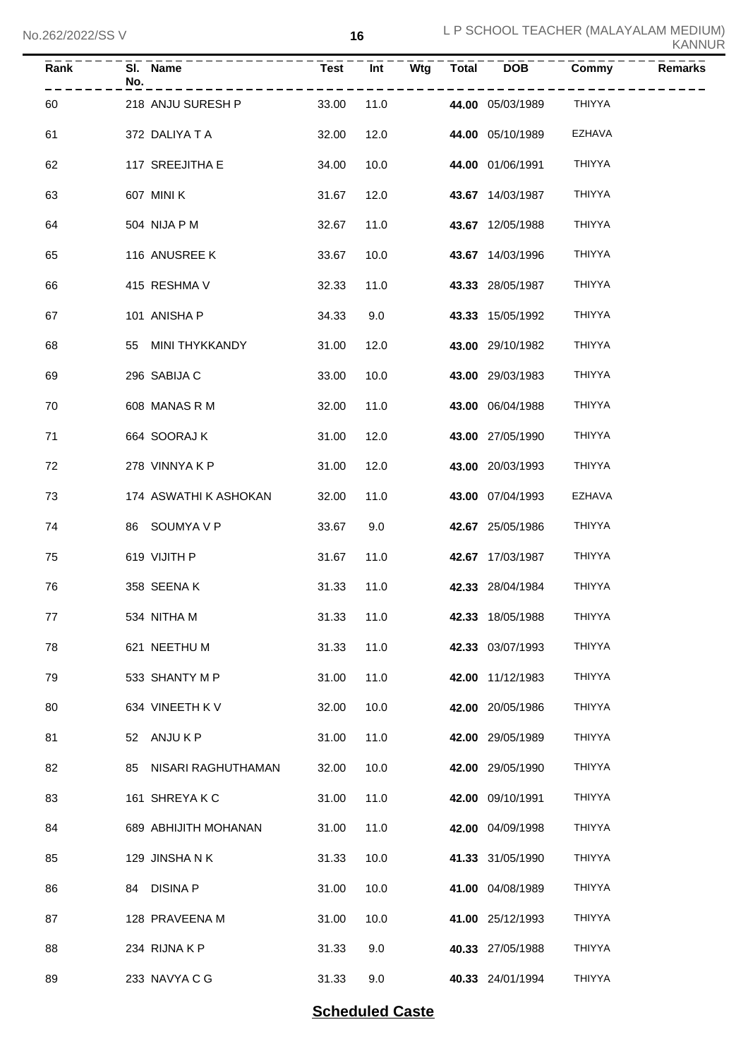| Rank | Sl. No. | Name | Test | Int | Wtg | Total | DOB | Commy | Remarks |
|---|---|---|---|---|---|---|---|---|---|
| 60 | 218 | ANJU SURESH P | 33.00 | 11.0 | | **44.00** | 05/03/1989 | THIYYA | |
| 61 | 372 | DALIYA T A | 32.00 | 12.0 | | **44.00** | 05/10/1989 | EZHAVA | |
| 62 | 117 | SREEJITHA E | 34.00 | 10.0 | | **44.00** | 01/06/1991 | THIYYA | |
| 63 | 607 | MINI K | 31.67 | 12.0 | | **43.67** | 14/03/1987 | THIYYA | |
| 64 | 504 | NIJA P M | 32.67 | 11.0 | | **43.67** | 12/05/1988 | THIYYA | |
| 65 | 116 | ANUSREE K | 33.67 | 10.0 | | **43.67** | 14/03/1996 | THIYYA | |
| 66 | 415 | RESHMA V | 32.33 | 11.0 | | **43.33** | 28/05/1987 | THIYYA | |
| 67 | 101 | ANISHA P | 34.33 | 9.0 | | **43.33** | 15/05/1992 | THIYYA | |
| 68 | 55 | MINI THYKKANDY | 31.00 | 12.0 | | **43.00** | 29/10/1982 | THIYYA | |
| 69 | 296 | SABIJA C | 33.00 | 10.0 | | **43.00** | 29/03/1983 | THIYYA | |
| 70 | 608 | MANAS R M | 32.00 | 11.0 | | **43.00** | 06/04/1988 | THIYYA | |
| 71 | 664 | SOORAJ K | 31.00 | 12.0 | | **43.00** | 27/05/1990 | THIYYA | |
| 72 | 278 | VINNYA K P | 31.00 | 12.0 | | **43.00** | 20/03/1993 | THIYYA | |
| 73 | 174 | ASWATHI K ASHOKAN | 32.00 | 11.0 | | **43.00** | 07/04/1993 | EZHAVA | |
| 74 | 86 | SOUMYA V P | 33.67 | 9.0 | | **42.67** | 25/05/1986 | THIYYA | |
| 75 | 619 | VIJITH P | 31.67 | 11.0 | | **42.67** | 17/03/1987 | THIYYA | |
| 76 | 358 | SEENA K | 31.33 | 11.0 | | **42.33** | 28/04/1984 | THIYYA | |
| 77 | 534 | NITHA M | 31.33 | 11.0 | | **42.33** | 18/05/1988 | THIYYA | |
| 78 | 621 | NEETHU M | 31.33 | 11.0 | | **42.33** | 03/07/1993 | THIYYA | |
| 79 | 533 | SHANTY M P | 31.00 | 11.0 | | **42.00** | 11/12/1983 | THIYYA | |
| 80 | 634 | VINEETH K V | 32.00 | 10.0 | | **42.00** | 20/05/1986 | THIYYA | |
| 81 | 52 | ANJU K P | 31.00 | 11.0 | | **42.00** | 29/05/1989 | THIYYA | |
| 82 | 85 | NISARI RAGHUTHAMAN | 32.00 | 10.0 | | **42.00** | 29/05/1990 | THIYYA | |
| 83 | 161 | SHREYA K C | 31.00 | 11.0 | | **42.00** | 09/10/1991 | THIYYA | |
| 84 | 689 | ABHIJITH MOHANAN | 31.00 | 11.0 | | **42.00** | 04/09/1998 | THIYYA | |
| 85 | 129 | JINSHA N K | 31.33 | 10.0 | | **41.33** | 31/05/1990 | THIYYA | |
| 86 | 84 | DISINA P | 31.00 | 10.0 | | **41.00** | 04/08/1989 | THIYYA | |
| 87 | 128 | PRAVEENA M | 31.00 | 10.0 | | **41.00** | 25/12/1993 | THIYYA | |
| 88 | 234 | RIJNA K P | 31.33 | 9.0 | | **40.33** | 27/05/1988 | THIYYA | |
| 89 | 233 | NAVYA C G | 31.33 | 9.0 | | **40.33** | 24/01/1994 | THIYYA | |

## **Scheduled Caste**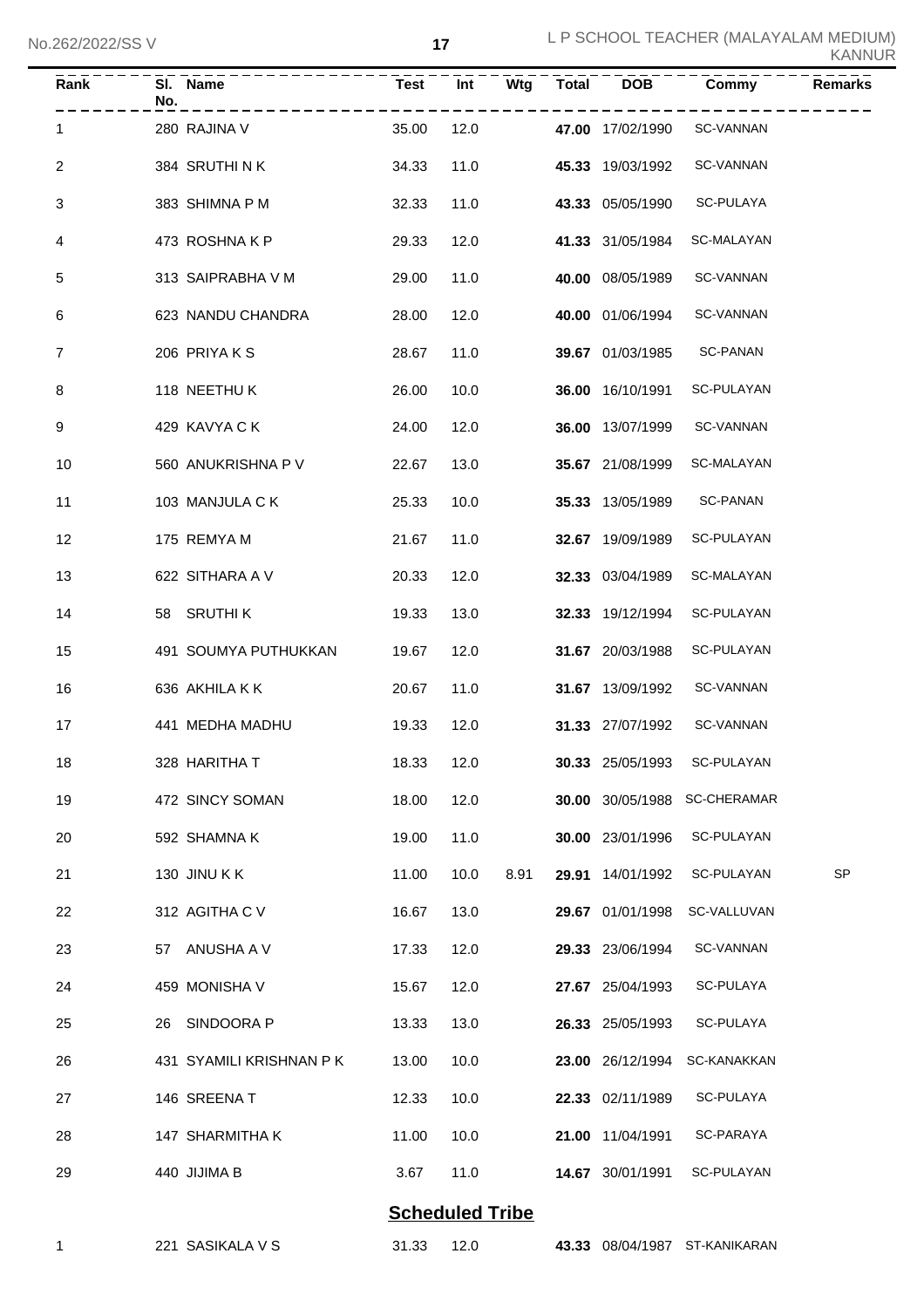| Rank | Sl. No. | Name | Test | Int | Wtg | Total | DOB | Commy | Remarks |
|---|---|---|---|---|---|---|---|---|---|
| 1 | 280 | RAJINA V | 35.00 | 12.0 | | **47.00** | 17/02/1990 | SC-VANNAN | |
| 2 | 384 | SRUTHI N K | 34.33 | 11.0 | | **45.33** | 19/03/1992 | SC-VANNAN | |
| 3 | 383 | SHIMNA P M | 32.33 | 11.0 | | **43.33** | 05/05/1990 | SC-PULAYA | |
| 4 | 473 | ROSHNA K P | 29.33 | 12.0 | | **41.33** | 31/05/1984 | SC-MALAYAN | |
| 5 | 313 | SAIPRABHA V M | 29.00 | 11.0 | | **40.00** | 08/05/1989 | SC-VANNAN | |
| 6 | 623 | NANDU CHANDRA | 28.00 | 12.0 | | **40.00** | 01/06/1994 | SC-VANNAN | |
| 7 | 206 | PRIYA K S | 28.67 | 11.0 | | **39.67** | 01/03/1985 | SC-PANAN | |
| 8 | 118 | NEETHU K | 26.00 | 10.0 | | **36.00** | 16/10/1991 | SC-PULAYAN | |
| 9 | 429 | KAVYA C K | 24.00 | 12.0 | | **36.00** | 13/07/1999 | SC-VANNAN | |
| 10 | 560 | ANUKRISHNA P V | 22.67 | 13.0 | | **35.67** | 21/08/1999 | SC-MALAYAN | |
| 11 | 103 | MANJULA C K | 25.33 | 10.0 | | **35.33** | 13/05/1989 | SC-PANAN | |
| 12 | 175 | REMYA M | 21.67 | 11.0 | | **32.67** | 19/09/1989 | SC-PULAYAN | |
| 13 | 622 | SITHARA A V | 20.33 | 12.0 | | **32.33** | 03/04/1989 | SC-MALAYAN | |
| 14 | 58 | SRUTHI K | 19.33 | 13.0 | | **32.33** | 19/12/1994 | SC-PULAYAN | |
| 15 | 491 | SOUMYA PUTHUKKAN | 19.67 | 12.0 | | **31.67** | 20/03/1988 | SC-PULAYAN | |
| 16 | 636 | AKHILA K K | 20.67 | 11.0 | | **31.67** | 13/09/1992 | SC-VANNAN | |
| 17 | 441 | MEDHA MADHU | 19.33 | 12.0 | | **31.33** | 27/07/1992 | SC-VANNAN | |
| 18 | 328 | HARITHA T | 18.33 | 12.0 | | **30.33** | 25/05/1993 | SC-PULAYAN | |
| 19 | 472 | SINCY SOMAN | 18.00 | 12.0 | | **30.00** | 30/05/1988 | SC-CHERAMAR | |
| 20 | 592 | SHAMNA K | 19.00 | 11.0 | | **30.00** | 23/01/1996 | SC-PULAYAN | |
| 21 | 130 | JINU K K | 11.00 | 10.0 | 8.91 | **29.91** | 14/01/1992 | SC-PULAYAN | SP |
| 22 | 312 | AGITHA C V | 16.67 | 13.0 | | **29.67** | 01/01/1998 | SC-VALLUVAN | |
| 23 | 57 | ANUSHA A V | 17.33 | 12.0 | | **29.33** | 23/06/1994 | SC-VANNAN | |
| 24 | 459 | MONISHA V | 15.67 | 12.0 | | **27.67** | 25/04/1993 | SC-PULAYA | |
| 25 | 26 | SINDOORA P | 13.33 | 13.0 | | **26.33** | 25/05/1993 | SC-PULAYA | |
| 26 | 431 | SYAMILI KRISHNAN P K | 13.00 | 10.0 | | **23.00** | 26/12/1994 | SC-KANAKKAN | |
| 27 | 146 | SREENA T | 12.33 | 10.0 | | **22.33** | 02/11/1989 | SC-PULAYA | |
| 28 | 147 | SHARMITHA K | 11.00 | 10.0 | | **21.00** | 11/04/1991 | SC-PARAYA | |
| 29 | 440 | JIJIMA B | 3.67 | 11.0 | | **14.67** | 30/01/1991 | SC-PULAYAN | |

## Scheduled Tribe

| Rank | Sl. No. | Name | Test | Int | Wtg | Total | DOB | Commy | Remarks |
|---|---|---|---|---|---|---|---|---|---|
| 1 | 221 | SASIKALA V S | 31.33 | 12.0 | | **43.33** | 08/04/1987 | ST-KANIKARAN | |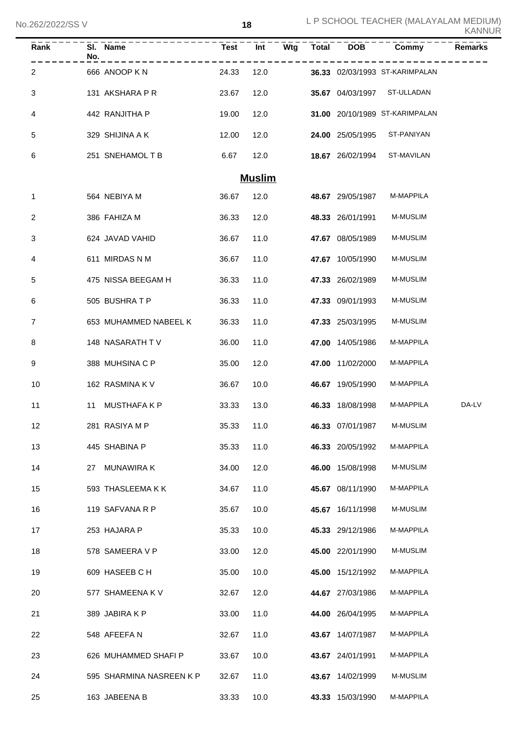| Rank | Sl. No. | Name | Test | Int | Wtg | Total | DOB | Commy | Remarks |
|---|---|---|---|---|---|---|---|---|---|
| 2 | 666 | ANOOP K N | 24.33 | 12.0 | | **36.33** | 02/03/1993 | ST-KARIMPALAN | |
| 3 | 131 | AKSHARA P R | 23.67 | 12.0 | | **35.67** | 04/03/1997 | ST-ULLADAN | |
| 4 | 442 | RANJITHA P | 19.00 | 12.0 | | **31.00** | 20/10/1989 | ST-KARIMPALAN | |
| 5 | 329 | SHIJINA A K | 12.00 | 12.0 | | **24.00** | 25/05/1995 | ST-PANIYAN | |
| 6 | 251 | SNEHAMOL T B | 6.67 | 12.0 | | **18.67** | 26/02/1994 | ST-MAVILAN | |

## Muslim

| Rank | Sl. No. | Name | Test | Int | Wtg | Total | DOB | Commy | Remarks |
|---|---|---|---|---|---|---|---|---|---|
| 1 | 564 | NEBIYA M | 36.67 | 12.0 | | **48.67** | 29/05/1987 | M-MAPPILA | |
| 2 | 386 | FAHIZA M | 36.33 | 12.0 | | **48.33** | 26/01/1991 | M-MUSLIM | |
| 3 | 624 | JAVAD VAHID | 36.67 | 11.0 | | **47.67** | 08/05/1989 | M-MUSLIM | |
| 4 | 611 | MIRDAS N M | 36.67 | 11.0 | | **47.67** | 10/05/1990 | M-MUSLIM | |
| 5 | 475 | NISSA BEEGAM H | 36.33 | 11.0 | | **47.33** | 26/02/1989 | M-MUSLIM | |
| 6 | 505 | BUSHRA T P | 36.33 | 11.0 | | **47.33** | 09/01/1993 | M-MUSLIM | |
| 7 | 653 | MUHAMMED NABEEL K | 36.33 | 11.0 | | **47.33** | 25/03/1995 | M-MUSLIM | |
| 8 | 148 | NASARATH T V | 36.00 | 11.0 | | **47.00** | 14/05/1986 | M-MAPPILA | |
| 9 | 388 | MUHSINA C P | 35.00 | 12.0 | | **47.00** | 11/02/2000 | M-MAPPILA | |
| 10 | 162 | RASMINA K V | 36.67 | 10.0 | | **46.67** | 19/05/1990 | M-MAPPILA | |
| 11 | 11 | MUSTHAFA K P | 33.33 | 13.0 | | **46.33** | 18/08/1998 | M-MAPPILA | DA-LV |
| 12 | 281 | RASIYA M P | 35.33 | 11.0 | | **46.33** | 07/01/1987 | M-MUSLIM | |
| 13 | 445 | SHABINA P | 35.33 | 11.0 | | **46.33** | 20/05/1992 | M-MAPPILA | |
| 14 | 27 | MUNAWIRA K | 34.00 | 12.0 | | **46.00** | 15/08/1998 | M-MUSLIM | |
| 15 | 593 | THASLEEMA K K | 34.67 | 11.0 | | **45.67** | 08/11/1990 | M-MAPPILA | |
| 16 | 119 | SAFVANA R P | 35.67 | 10.0 | | **45.67** | 16/11/1998 | M-MUSLIM | |
| 17 | 253 | HAJARA P | 35.33 | 10.0 | | **45.33** | 29/12/1986 | M-MAPPILA | |
| 18 | 578 | SAMEERA V P | 33.00 | 12.0 | | **45.00** | 22/01/1990 | M-MUSLIM | |
| 19 | 609 | HASEEB C H | 35.00 | 10.0 | | **45.00** | 15/12/1992 | M-MAPPILA | |
| 20 | 577 | SHAMEENA K V | 32.67 | 12.0 | | **44.67** | 27/03/1986 | M-MAPPILA | |
| 21 | 389 | JABIRA K P | 33.00 | 11.0 | | **44.00** | 26/04/1995 | M-MAPPILA | |
| 22 | 548 | AFEEFA N | 32.67 | 11.0 | | **43.67** | 14/07/1987 | M-MAPPILA | |
| 23 | 626 | MUHAMMED SHAFI P | 33.67 | 10.0 | | **43.67** | 24/01/1991 | M-MAPPILA | |
| 24 | 595 | SHARMINA NASREEN K P | 32.67 | 11.0 | | **43.67** | 14/02/1999 | M-MUSLIM | |
| 25 | 163 | JABEENA B | 33.33 | 10.0 | | **43.33** | 15/03/1990 | M-MAPPILA | |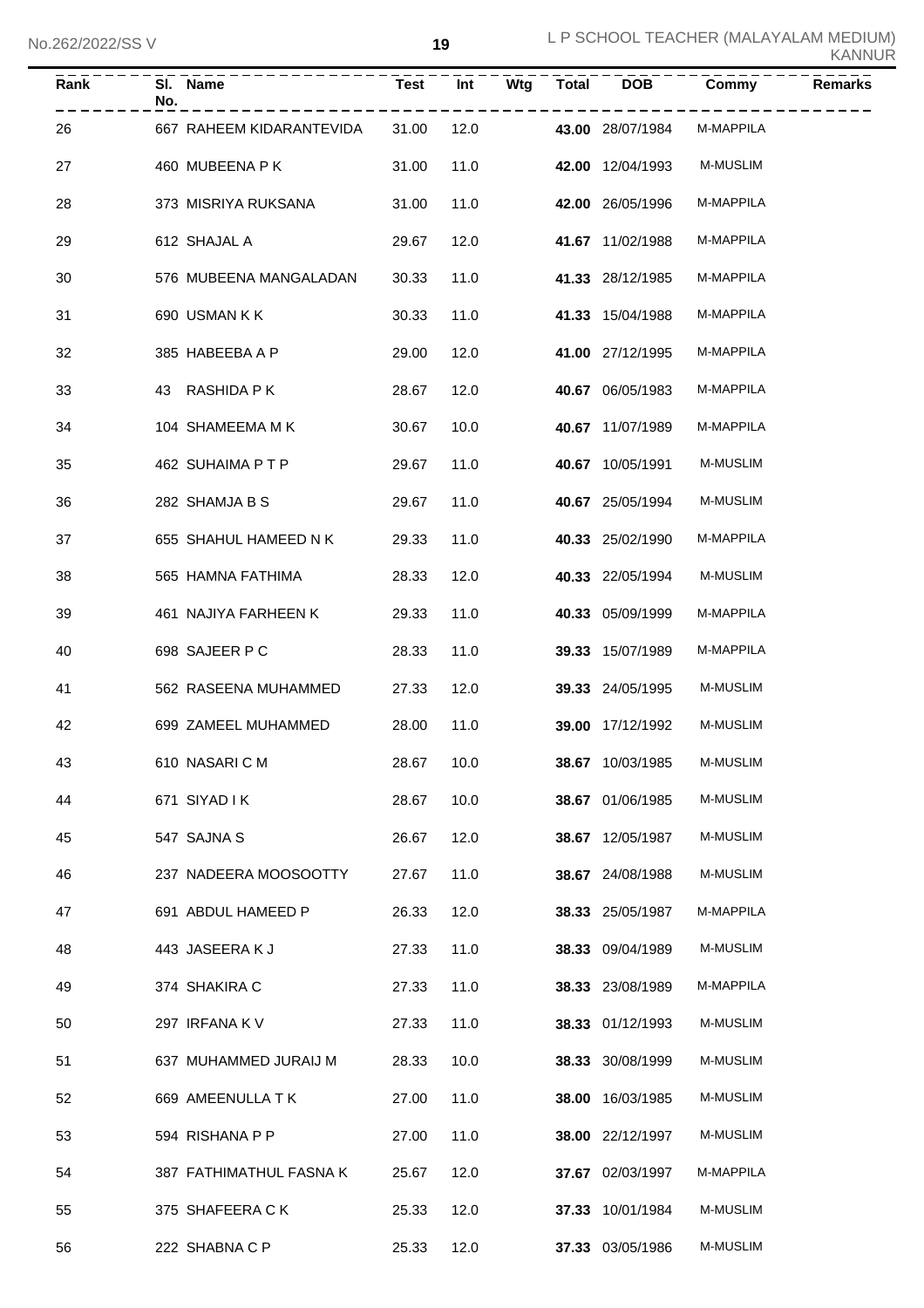| Rank | Sl. No. | Name | Test | Int | Wtg | Total | DOB | Commy | Remarks |
|---|---|---|---|---|---|---|---|---|---|
| 26 | 667 | RAHEEM KIDARANTEVIDA | 31.00 | 12.0 | | **43.00** | 28/07/1984 | M-MAPPILA | |
| 27 | 460 | MUBEENA P K | 31.00 | 11.0 | | **42.00** | 12/04/1993 | M-MUSLIM | |
| 28 | 373 | MISRIYA RUKSANA | 31.00 | 11.0 | | **42.00** | 26/05/1996 | M-MAPPILA | |
| 29 | 612 | SHAJAL A | 29.67 | 12.0 | | **41.67** | 11/02/1988 | M-MAPPILA | |
| 30 | 576 | MUBEENA MANGALADAN | 30.33 | 11.0 | | **41.33** | 28/12/1985 | M-MAPPILA | |
| 31 | 690 | USMAN K K | 30.33 | 11.0 | | **41.33** | 15/04/1988 | M-MAPPILA | |
| 32 | 385 | HABEEBA A P | 29.00 | 12.0 | | **41.00** | 27/12/1995 | M-MAPPILA | |
| 33 | 43 | RASHIDA P K | 28.67 | 12.0 | | **40.67** | 06/05/1983 | M-MAPPILA | |
| 34 | 104 | SHAMEEMA M K | 30.67 | 10.0 | | **40.67** | 11/07/1989 | M-MAPPILA | |
| 35 | 462 | SUHAIMA P T P | 29.67 | 11.0 | | **40.67** | 10/05/1991 | M-MUSLIM | |
| 36 | 282 | SHAMJA B S | 29.67 | 11.0 | | **40.67** | 25/05/1994 | M-MUSLIM | |
| 37 | 655 | SHAHUL HAMEED N K | 29.33 | 11.0 | | **40.33** | 25/02/1990 | M-MAPPILA | |
| 38 | 565 | HAMNA FATHIMA | 28.33 | 12.0 | | **40.33** | 22/05/1994 | M-MUSLIM | |
| 39 | 461 | NAJIYA FARHEEN K | 29.33 | 11.0 | | **40.33** | 05/09/1999 | M-MAPPILA | |
| 40 | 698 | SAJEER P C | 28.33 | 11.0 | | **39.33** | 15/07/1989 | M-MAPPILA | |
| 41 | 562 | RASEENA MUHAMMED | 27.33 | 12.0 | | **39.33** | 24/05/1995 | M-MUSLIM | |
| 42 | 699 | ZAMEEL MUHAMMED | 28.00 | 11.0 | | **39.00** | 17/12/1992 | M-MUSLIM | |
| 43 | 610 | NASARI C M | 28.67 | 10.0 | | **38.67** | 10/03/1985 | M-MUSLIM | |
| 44 | 671 | SIYAD I K | 28.67 | 10.0 | | **38.67** | 01/06/1985 | M-MUSLIM | |
| 45 | 547 | SAJNA S | 26.67 | 12.0 | | **38.67** | 12/05/1987 | M-MUSLIM | |
| 46 | 237 | NADEERA MOOSOOTTY | 27.67 | 11.0 | | **38.67** | 24/08/1988 | M-MUSLIM | |
| 47 | 691 | ABDUL HAMEED P | 26.33 | 12.0 | | **38.33** | 25/05/1987 | M-MAPPILA | |
| 48 | 443 | JASEERA K J | 27.33 | 11.0 | | **38.33** | 09/04/1989 | M-MUSLIM | |
| 49 | 374 | SHAKIRA C | 27.33 | 11.0 | | **38.33** | 23/08/1989 | M-MAPPILA | |
| 50 | 297 | IRFANA K V | 27.33 | 11.0 | | **38.33** | 01/12/1993 | M-MUSLIM | |
| 51 | 637 | MUHAMMED JURAIJ M | 28.33 | 10.0 | | **38.33** | 30/08/1999 | M-MUSLIM | |
| 52 | 669 | AMEENULLA T K | 27.00 | 11.0 | | **38.00** | 16/03/1985 | M-MUSLIM | |
| 53 | 594 | RISHANA P P | 27.00 | 11.0 | | **38.00** | 22/12/1997 | M-MUSLIM | |
| 54 | 387 | FATHIMATHUL FASNA K | 25.67 | 12.0 | | **37.67** | 02/03/1997 | M-MAPPILA | |
| 55 | 375 | SHAFEERA C K | 25.33 | 12.0 | | **37.33** | 10/01/1984 | M-MUSLIM | |
| 56 | 222 | SHABNA C P | 25.33 | 12.0 | | **37.33** | 03/05/1986 | M-MUSLIM | |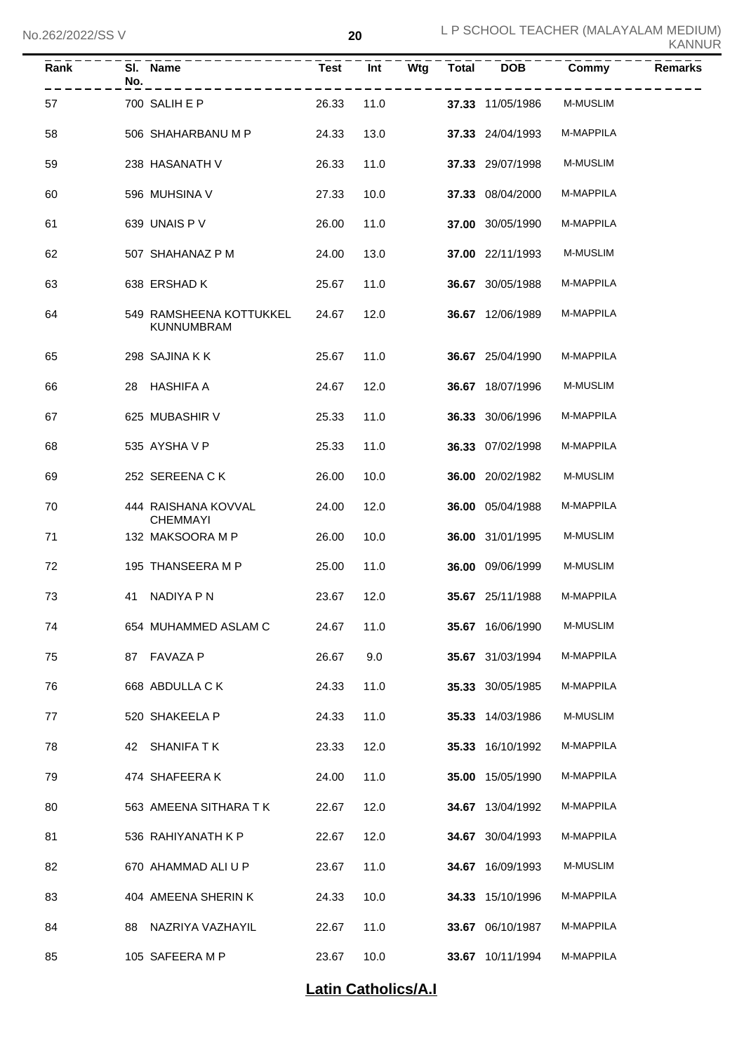| Rank | Sl. No. | Name | Test | Int | Wtg | Total | DOB | Commy | Remarks |
|---|---|---|---|---|---|---|---|---|---|
| 57 | 700 | SALIH E P | 26.33 | 11.0 | | **37.33** | 11/05/1986 | M-MUSLIM | |
| 58 | 506 | SHAHARBANU M P | 24.33 | 13.0 | | **37.33** | 24/04/1993 | M-MAPPILA | |
| 59 | 238 | HASANATH V | 26.33 | 11.0 | | **37.33** | 29/07/1998 | M-MUSLIM | |
| 60 | 596 | MUHSINA V | 27.33 | 10.0 | | **37.33** | 08/04/2000 | M-MAPPILA | |
| 61 | 639 | UNAIS P V | 26.00 | 11.0 | | **37.00** | 30/05/1990 | M-MAPPILA | |
| 62 | 507 | SHAHANAZ P M | 24.00 | 13.0 | | **37.00** | 22/11/1993 | M-MUSLIM | |
| 63 | 638 | ERSHAD K | 25.67 | 11.0 | | **36.67** | 30/05/1988 | M-MAPPILA | |
| 64 | 549 | RAMSHEENA KOTTUKKEL KUNNUMBRAM | 24.67 | 12.0 | | **36.67** | 12/06/1989 | M-MAPPILA | |
| 65 | 298 | SAJINA K K | 25.67 | 11.0 | | **36.67** | 25/04/1990 | M-MAPPILA | |
| 66 | 28 | HASHIFA A | 24.67 | 12.0 | | **36.67** | 18/07/1996 | M-MUSLIM | |
| 67 | 625 | MUBASHIR V | 25.33 | 11.0 | | **36.33** | 30/06/1996 | M-MAPPILA | |
| 68 | 535 | AYSHA V P | 25.33 | 11.0 | | **36.33** | 07/02/1998 | M-MAPPILA | |
| 69 | 252 | SEREENA C K | 26.00 | 10.0 | | **36.00** | 20/02/1982 | M-MUSLIM | |
| 70 | 444 | RAISHANA KOVVAL CHEMMAYI | 24.00 | 12.0 | | **36.00** | 05/04/1988 | M-MAPPILA | |
| 71 | 132 | MAKSOORA M P | 26.00 | 10.0 | | **36.00** | 31/01/1995 | M-MUSLIM | |
| 72 | 195 | THANSEERA M P | 25.00 | 11.0 | | **36.00** | 09/06/1999 | M-MUSLIM | |
| 73 | 41 | NADIYA P N | 23.67 | 12.0 | | **35.67** | 25/11/1988 | M-MAPPILA | |
| 74 | 654 | MUHAMMED ASLAM C | 24.67 | 11.0 | | **35.67** | 16/06/1990 | M-MUSLIM | |
| 75 | 87 | FAVAZA P | 26.67 | 9.0 | | **35.67** | 31/03/1994 | M-MAPPILA | |
| 76 | 668 | ABDULLA C K | 24.33 | 11.0 | | **35.33** | 30/05/1985 | M-MAPPILA | |
| 77 | 520 | SHAKEELA P | 24.33 | 11.0 | | **35.33** | 14/03/1986 | M-MUSLIM | |
| 78 | 42 | SHANIFA T K | 23.33 | 12.0 | | **35.33** | 16/10/1992 | M-MAPPILA | |
| 79 | 474 | SHAFEERA K | 24.00 | 11.0 | | **35.00** | 15/05/1990 | M-MAPPILA | |
| 80 | 563 | AMEENA SITHARA T K | 22.67 | 12.0 | | **34.67** | 13/04/1992 | M-MAPPILA | |
| 81 | 536 | RAHIYANATH K P | 22.67 | 12.0 | | **34.67** | 30/04/1993 | M-MAPPILA | |
| 82 | 670 | AHAMMAD ALI U P | 23.67 | 11.0 | | **34.67** | 16/09/1993 | M-MUSLIM | |
| 83 | 404 | AMEENA SHERIN K | 24.33 | 10.0 | | **34.33** | 15/10/1996 | M-MAPPILA | |
| 84 | 88 | NAZRIYA VAZHAYIL | 22.67 | 11.0 | | **33.67** | 06/10/1987 | M-MAPPILA | |
| 85 | 105 | SAFEERA M P | 23.67 | 10.0 | | **33.67** | 10/11/1994 | M-MAPPILA | |

## Latin Catholics/A.I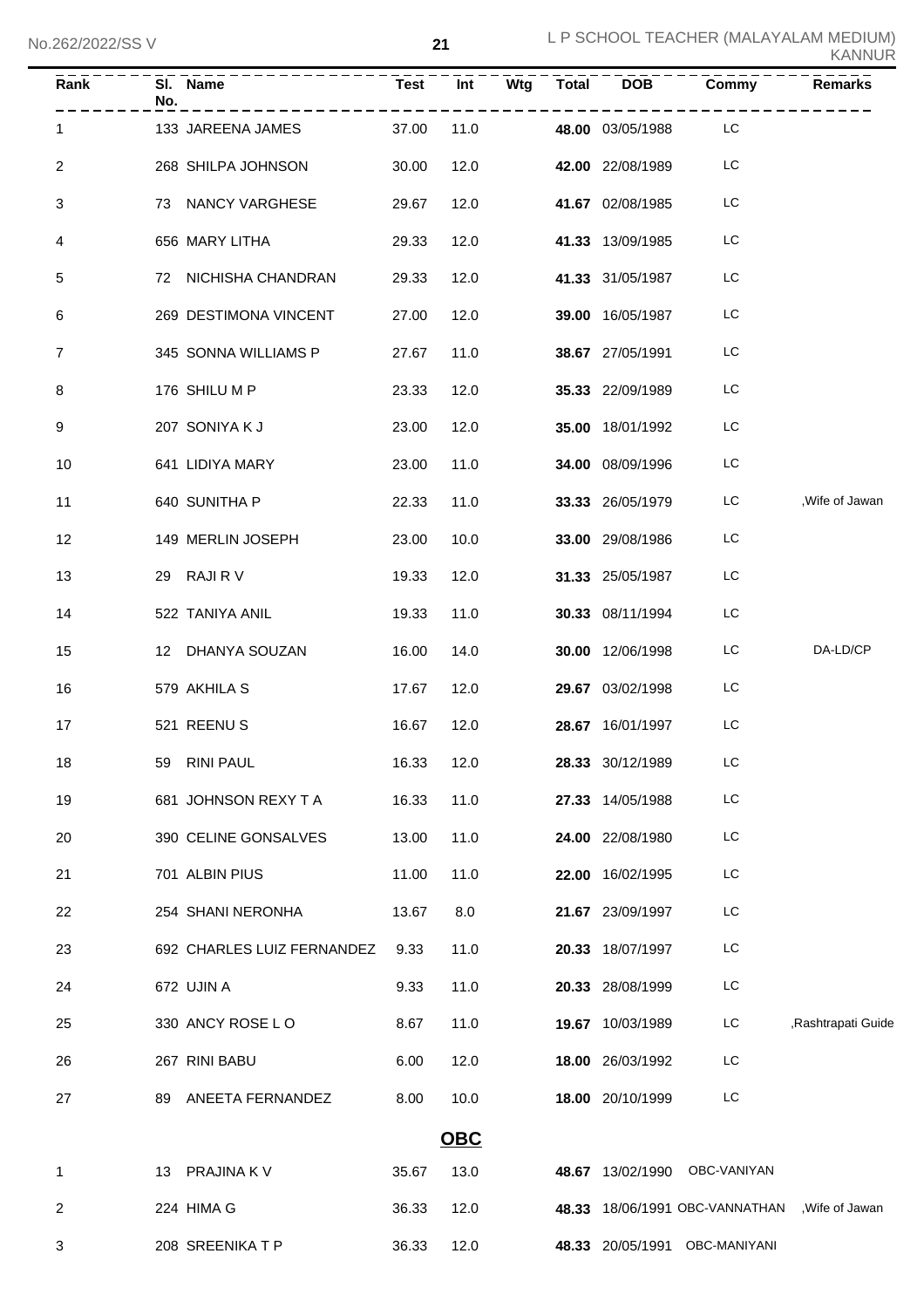| Rank | Sl. No. | Name | Test | Int | Wtg | Total | DOB | Commy | Remarks |
|---|---|---|---|---|---|---|---|---|---|
| 1 | 133 | JAREENA JAMES | 37.00 | 11.0 | | **48.00** | 03/05/1988 | LC | |
| 2 | 268 | SHILPA JOHNSON | 30.00 | 12.0 | | **42.00** | 22/08/1989 | LC | |
| 3 | 73 | NANCY VARGHESE | 29.67 | 12.0 | | **41.67** | 02/08/1985 | LC | |
| 4 | 656 | MARY LITHA | 29.33 | 12.0 | | **41.33** | 13/09/1985 | LC | |
| 5 | 72 | NICHISHA CHANDRAN | 29.33 | 12.0 | | **41.33** | 31/05/1987 | LC | |
| 6 | 269 | DESTIMONA VINCENT | 27.00 | 12.0 | | **39.00** | 16/05/1987 | LC | |
| 7 | 345 | SONNA WILLIAMS P | 27.67 | 11.0 | | **38.67** | 27/05/1991 | LC | |
| 8 | 176 | SHILU M P | 23.33 | 12.0 | | **35.33** | 22/09/1989 | LC | |
| 9 | 207 | SONIYA K J | 23.00 | 12.0 | | **35.00** | 18/01/1992 | LC | |
| 10 | 641 | LIDIYA MARY | 23.00 | 11.0 | | **34.00** | 08/09/1996 | LC | |
| 11 | 640 | SUNITHA P | 22.33 | 11.0 | | **33.33** | 26/05/1979 | LC | ,Wife of Jawan |
| 12 | 149 | MERLIN JOSEPH | 23.00 | 10.0 | | **33.00** | 29/08/1986 | LC | |
| 13 | 29 | RAJI R V | 19.33 | 12.0 | | **31.33** | 25/05/1987 | LC | |
| 14 | 522 | TANIYA ANIL | 19.33 | 11.0 | | **30.33** | 08/11/1994 | LC | |
| 15 | 12 | DHANYA SOUZAN | 16.00 | 14.0 | | **30.00** | 12/06/1998 | LC | DA-LD/CP |
| 16 | 579 | AKHILA S | 17.67 | 12.0 | | **29.67** | 03/02/1998 | LC | |
| 17 | 521 | REENU S | 16.67 | 12.0 | | **28.67** | 16/01/1997 | LC | |
| 18 | 59 | RINI PAUL | 16.33 | 12.0 | | **28.33** | 30/12/1989 | LC | |
| 19 | 681 | JOHNSON REXY T A | 16.33 | 11.0 | | **27.33** | 14/05/1988 | LC | |
| 20 | 390 | CELINE GONSALVES | 13.00 | 11.0 | | **24.00** | 22/08/1980 | LC | |
| 21 | 701 | ALBIN PIUS | 11.00 | 11.0 | | **22.00** | 16/02/1995 | LC | |
| 22 | 254 | SHANI NERONHA | 13.67 | 8.0 | | **21.67** | 23/09/1997 | LC | |
| 23 | 692 | CHARLES LUIZ FERNANDEZ | 9.33 | 11.0 | | **20.33** | 18/07/1997 | LC | |
| 24 | 672 | UJIN A | 9.33 | 11.0 | | **20.33** | 28/08/1999 | LC | |
| 25 | 330 | ANCY ROSE L O | 8.67 | 11.0 | | **19.67** | 10/03/1989 | LC | ,Rashtrapati Guide |
| 26 | 267 | RINI BABU | 6.00 | 12.0 | | **18.00** | 26/03/1992 | LC | |
| 27 | 89 | ANEETA FERNANDEZ | 8.00 | 10.0 | | **18.00** | 20/10/1999 | LC | |

## OBC

| Rank | Sl. No. | Name | Test | Int | Wtg | Total | DOB | Commy | Remarks |
|---|---|---|---|---|---|---|---|---|---|
| 1 | 13 | PRAJINA K V | 35.67 | 13.0 | | **48.67** | 13/02/1990 | OBC-VANIYAN | |
| 2 | 224 | HIMA G | 36.33 | 12.0 | | **48.33** | 18/06/1991 | OBC-VANNATHAN | ,Wife of Jawan |
| 3 | 208 | SREENIKA T P | 36.33 | 12.0 | | **48.33** | 20/05/1991 | OBC-MANIYANI | |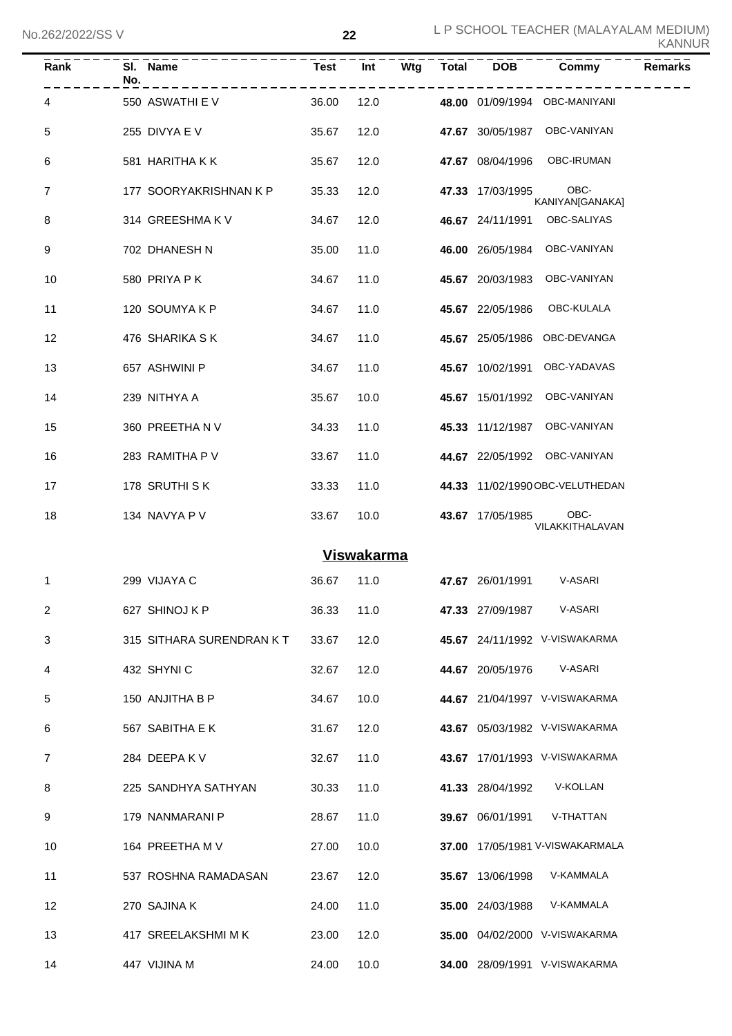| Rank | Sl. No. | Name | Test | Int | Wtg | Total | DOB | Commy | Remarks |
|---|---|---|---|---|---|---|---|---|---|
| 4 | 550 | ASWATHI E V | 36.00 | 12.0 | | **48.00** | 01/09/1994 | OBC-MANIYANI | |
| 5 | 255 | DIVYA E V | 35.67 | 12.0 | | **47.67** | 30/05/1987 | OBC-VANIYAN | |
| 6 | 581 | HARITHA K K | 35.67 | 12.0 | | **47.67** | 08/04/1996 | OBC-IRUMAN | |
| 7 | 177 | SOORYAKRISHNAN K P | 35.33 | 12.0 | | **47.33** | 17/03/1995 | OBC-KANIYAN[GANAKA] | |
| 8 | 314 | GREESHMA K V | 34.67 | 12.0 | | **46.67** | 24/11/1991 | OBC-SALIYAS | |
| 9 | 702 | DHANESH N | 35.00 | 11.0 | | **46.00** | 26/05/1984 | OBC-VANIYAN | |
| 10 | 580 | PRIYA P K | 34.67 | 11.0 | | **45.67** | 20/03/1983 | OBC-VANIYAN | |
| 11 | 120 | SOUMYA K P | 34.67 | 11.0 | | **45.67** | 22/05/1986 | OBC-KULALA | |
| 12 | 476 | SHARIKA S K | 34.67 | 11.0 | | **45.67** | 25/05/1986 | OBC-DEVANGA | |
| 13 | 657 | ASHWINI P | 34.67 | 11.0 | | **45.67** | 10/02/1991 | OBC-YADAVAS | |
| 14 | 239 | NITHYA A | 35.67 | 10.0 | | **45.67** | 15/01/1992 | OBC-VANIYAN | |
| 15 | 360 | PREETHA N V | 34.33 | 11.0 | | **45.33** | 11/12/1987 | OBC-VANIYAN | |
| 16 | 283 | RAMITHA P V | 33.67 | 11.0 | | **44.67** | 22/05/1992 | OBC-VANIYAN | |
| 17 | 178 | SRUTHI S K | 33.33 | 11.0 | | **44.33** | 11/02/1990 | OBC-VELUTHEDAN | |
| 18 | 134 | NAVYA P V | 33.67 | 10.0 | | **43.67** | 17/05/1985 | OBC-VILAKKITHALAVAN | |

## Viswakarma

| Rank | Sl. No. | Name | Test | Int | Wtg | Total | DOB | Commy | Remarks |
|---|---|---|---|---|---|---|---|---|---|
| 1 | 299 | VIJAYA C | 36.67 | 11.0 | | **47.67** | 26/01/1991 | V-ASARI | |
| 2 | 627 | SHINOJ K P | 36.33 | 11.0 | | **47.33** | 27/09/1987 | V-ASARI | |
| 3 | 315 | SITHARA SURENDRAN K T | 33.67 | 12.0 | | **45.67** | 24/11/1992 | V-VISWAKARMA | |
| 4 | 432 | SHYNI C | 32.67 | 12.0 | | **44.67** | 20/05/1976 | V-ASARI | |
| 5 | 150 | ANJITHA B P | 34.67 | 10.0 | | **44.67** | 21/04/1997 | V-VISWAKARMA | |
| 6 | 567 | SABITHA E K | 31.67 | 12.0 | | **43.67** | 05/03/1982 | V-VISWAKARMA | |
| 7 | 284 | DEEPA K V | 32.67 | 11.0 | | **43.67** | 17/01/1993 | V-VISWAKARMA | |
| 8 | 225 | SANDHYA SATHYAN | 30.33 | 11.0 | | **41.33** | 28/04/1992 | V-KOLLAN | |
| 9 | 179 | NANMARANI P | 28.67 | 11.0 | | **39.67** | 06/01/1991 | V-THATTAN | |
| 10 | 164 | PREETHA M V | 27.00 | 10.0 | | **37.00** | 17/05/1981 | V-VISWAKARMALA | |
| 11 | 537 | ROSHNA RAMADASAN | 23.67 | 12.0 | | **35.67** | 13/06/1998 | V-KAMMALA | |
| 12 | 270 | SAJINA K | 24.00 | 11.0 | | **35.00** | 24/03/1988 | V-KAMMALA | |
| 13 | 417 | SREELAKSHMI M K | 23.00 | 12.0 | | **35.00** | 04/02/2000 | V-VISWAKARMA | |
| 14 | 447 | VIJINA M | 24.00 | 10.0 | | **34.00** | 28/09/1991 | V-VISWAKARMA | |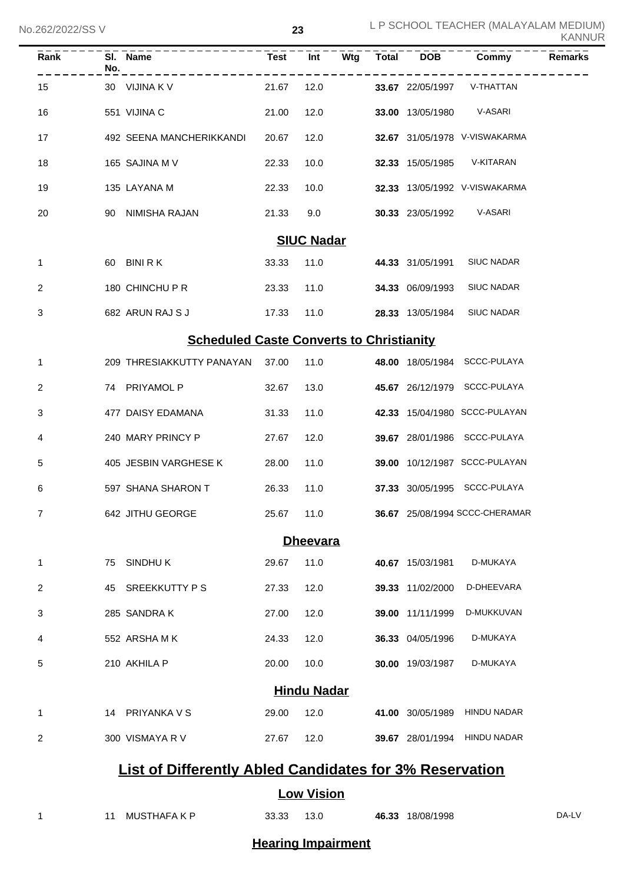| Rank | Sl. No. | Name | Test | Int | Wtg | Total | DOB | Commy | Remarks |
|---|---|---|---|---|---|---|---|---|---|
| 15 | 30 | VIJINA K V | 21.67 | 12.0 | | **33.67** | 22/05/1997 | V-THATTAN | |
| 16 | 551 | VIJINA C | 21.00 | 12.0 | | **33.00** | 13/05/1980 | V-ASARI | |
| 17 | 492 | SEENA MANCHERIKKANDI | 20.67 | 12.0 | | **32.67** | 31/05/1978 | V-VISWAKARMA | |
| 18 | 165 | SAJINA M V | 22.33 | 10.0 | | **32.33** | 15/05/1985 | V-KITARAN | |
| 19 | 135 | LAYANA M | 22.33 | 10.0 | | **32.33** | 13/05/1992 | V-VISWAKARMA | |
| 20 | 90 | NIMISHA RAJAN | 21.33 | 9.0 | | **30.33** | 23/05/1992 | V-ASARI | |

**SIUC Nadar**

| Rank | Sl. No. | Name | Test | Int | Wtg | Total | DOB | Commy | Remarks |
|---|---|---|---|---|---|---|---|---|---|
| 1 | 60 | BINI R K | 33.33 | 11.0 | | **44.33** | 31/05/1991 | SIUC NADAR | |
| 2 | 180 | CHINCHU P R | 23.33 | 11.0 | | **34.33** | 06/09/1993 | SIUC NADAR | |
| 3 | 682 | ARUN RAJ S J | 17.33 | 11.0 | | **28.33** | 13/05/1984 | SIUC NADAR | |

**Scheduled Caste Converts to Christianity**

| Rank | Sl. No. | Name | Test | Int | Wtg | Total | DOB | Commy | Remarks |
|---|---|---|---|---|---|---|---|---|---|
| 1 | 209 | THRESIAKKUTTY PANAYAN | 37.00 | 11.0 | | **48.00** | 18/05/1984 | SCCC-PULAYA | |
| 2 | 74 | PRIYAMOL P | 32.67 | 13.0 | | **45.67** | 26/12/1979 | SCCC-PULAYA | |
| 3 | 477 | DAISY EDAMANA | 31.33 | 11.0 | | **42.33** | 15/04/1980 | SCCC-PULAYAN | |
| 4 | 240 | MARY PRINCY P | 27.67 | 12.0 | | **39.67** | 28/01/1986 | SCCC-PULAYA | |
| 5 | 405 | JESBIN VARGHESE K | 28.00 | 11.0 | | **39.00** | 10/12/1987 | SCCC-PULAYAN | |
| 6 | 597 | SHANA SHARON T | 26.33 | 11.0 | | **37.33** | 30/05/1995 | SCCC-PULAYA | |
| 7 | 642 | JITHU GEORGE | 25.67 | 11.0 | | **36.67** | 25/08/1994 | SCCC-CHERAMAR | |

**Dheevara**

| Rank | Sl. No. | Name | Test | Int | Wtg | Total | DOB | Commy | Remarks |
|---|---|---|---|---|---|---|---|---|---|
| 1 | 75 | SINDHU K | 29.67 | 11.0 | | **40.67** | 15/03/1981 | D-MUKAYA | |
| 2 | 45 | SREEKKUTTY P S | 27.33 | 12.0 | | **39.33** | 11/02/2000 | D-DHEEVARA | |
| 3 | 285 | SANDRA K | 27.00 | 12.0 | | **39.00** | 11/11/1999 | D-MUKKUVAN | |
| 4 | 552 | ARSHA M K | 24.33 | 12.0 | | **36.33** | 04/05/1996 | D-MUKAYA | |
| 5 | 210 | AKHILA P | 20.00 | 10.0 | | **30.00** | 19/03/1987 | D-MUKAYA | |

**Hindu Nadar**

| Rank | Sl. No. | Name | Test | Int | Wtg | Total | DOB | Commy | Remarks |
|---|---|---|---|---|---|---|---|---|---|
| 1 | 14 | PRIYANKA V S | 29.00 | 12.0 | | **41.00** | 30/05/1989 | HINDU NADAR | |
| 2 | 300 | VISMAYA R V | 27.67 | 12.0 | | **39.67** | 28/01/1994 | HINDU NADAR | |

## List of Differently Abled Candidates for 3% Reservation

**Low Vision**

| Rank | Sl. No. | Name | Test | Int | Wtg | Total | DOB | Commy | Remarks |
|---|---|---|---|---|---|---|---|---|---|
| 1 | 11 | MUSTHAFA K P | 33.33 | 13.0 | | **46.33** | 18/08/1998 | | DA-LV |

**Hearing Impairment**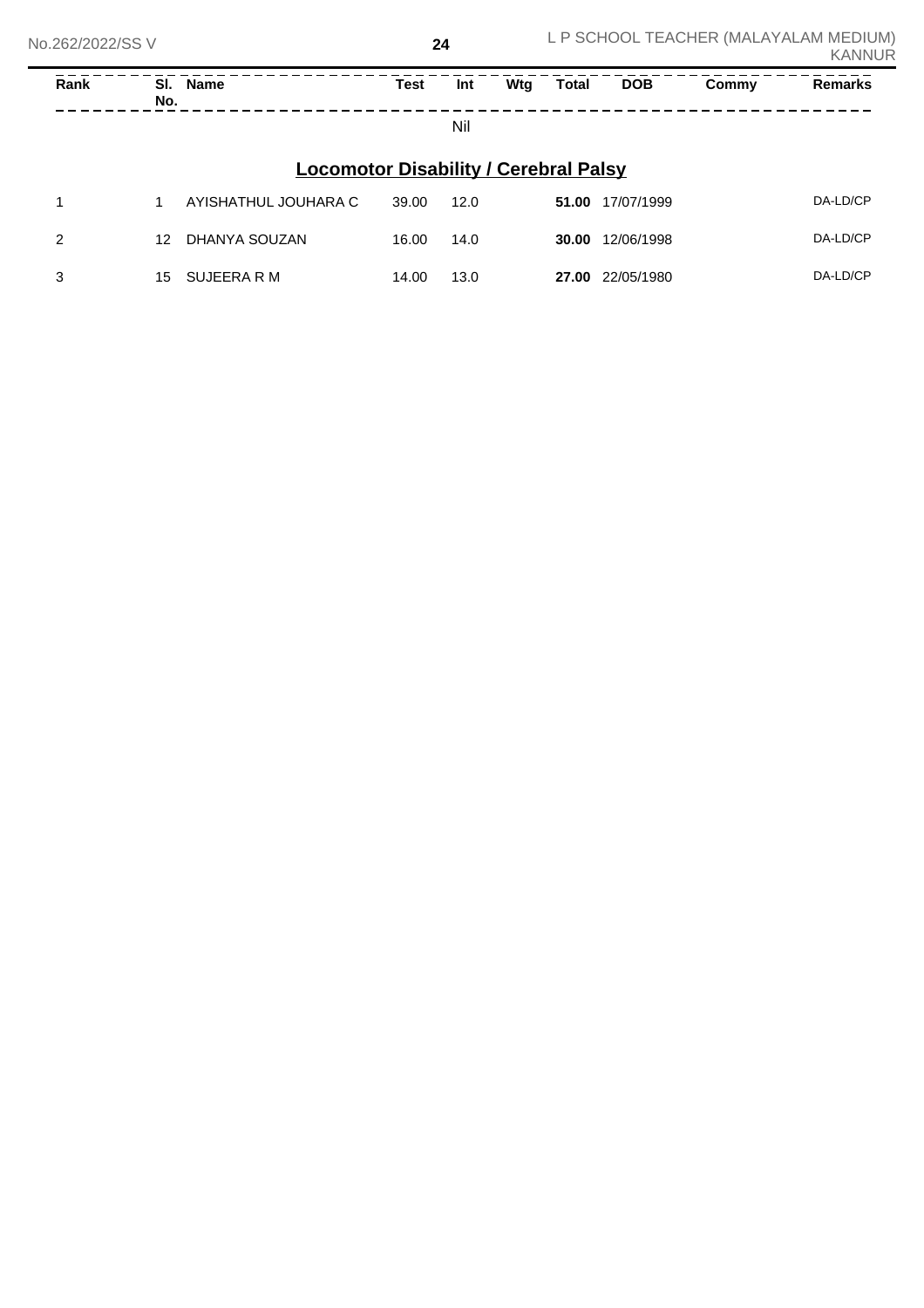| Rank | Sl. No. | Name | Test | Int | Wtg | Total | DOB | Commy | Remarks |
|---|---|---|---|---|---|---|---|---|---|

Nil

## Locomotor Disability / Cerebral Palsy

| Rank | Sl. No. | Name | Test | Int | Wtg | Total | DOB | Commy | Remarks |
|---|---|---|---|---|---|---|---|---|---|
| 1 | 1 | AYISHATHUL JOUHARA C | 39.00 | 12.0 | | **51.00** | 17/07/1999 | | DA-LD/CP |
| 2 | 12 | DHANYA SOUZAN | 16.00 | 14.0 | | **30.00** | 12/06/1998 | | DA-LD/CP |
| 3 | 15 | SUJEERA R M | 14.00 | 13.0 | | **27.00** | 22/05/1980 | | DA-LD/CP |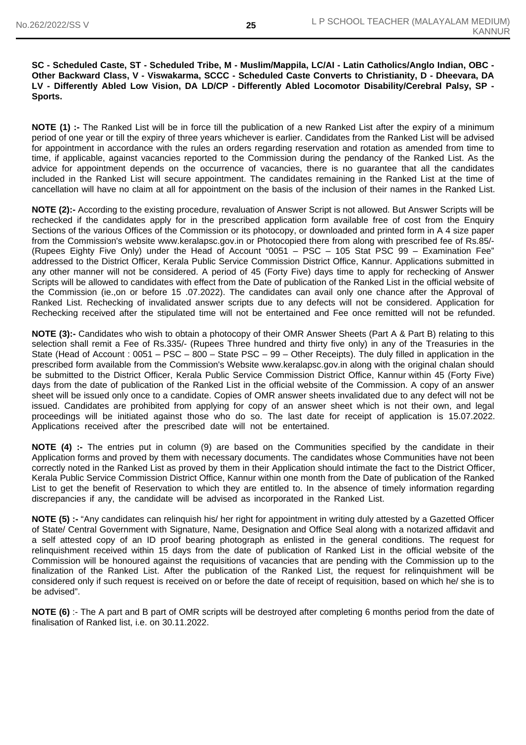**SC - Scheduled Caste, ST - Scheduled Tribe, M - Muslim/Mappila, LC/AI - Latin Catholics/Anglo Indian, OBC - Other Backward Class, V - Viswakarma, SCCC - Scheduled Caste Converts to Christianity, D - Dheevara, DA LV - Differently Abled Low Vision, DA LD/CP - Differently Abled Locomotor Disability/Cerebral Palsy, SP - Sports.**

**NOTE (1) :-** The Ranked List will be in force till the publication of a new Ranked List after the expiry of a minimum period of one year or till the expiry of three years whichever is earlier. Candidates from the Ranked List will be advised for appointment in accordance with the rules an orders regarding reservation and rotation as amended from time to time, if applicable, against vacancies reported to the Commission during the pendancy of the Ranked List. As the advice for appointment depends on the occurrence of vacancies, there is no guarantee that all the candidates included in the Ranked List will secure appointment. The candidates remaining in the Ranked List at the time of cancellation will have no claim at all for appointment on the basis of the inclusion of their names in the Ranked List.

**NOTE (2):-** According to the existing procedure, revaluation of Answer Script is not allowed. But Answer Scripts will be rechecked if the candidates apply for in the prescribed application form available free of cost from the Enquiry Sections of the various Offices of the Commission or its photocopy, or downloaded and printed form in A 4 size paper from the Commission's website www.keralapsc.gov.in or Photocopied there from along with prescribed fee of Rs.85/- (Rupees Eighty Five Only) under the Head of Account "0051 – PSC – 105 Stat PSC 99 – Examination Fee" addressed to the District Officer, Kerala Public Service Commission District Office, Kannur. Applications submitted in any other manner will not be considered. A period of 45 (Forty Five) days time to apply for rechecking of Answer Scripts will be allowed to candidates with effect from the Date of publication of the Ranked List in the official website of the Commission (ie.,on or before 15 .07.2022). The candidates can avail only one chance after the Approval of Ranked List. Rechecking of invalidated answer scripts due to any defects will not be considered. Application for Rechecking received after the stipulated time will not be entertained and Fee once remitted will not be refunded.

**NOTE (3):-** Candidates who wish to obtain a photocopy of their OMR Answer Sheets (Part A & Part B) relating to this selection shall remit a Fee of Rs.335/- (Rupees Three hundred and thirty five only) in any of the Treasuries in the State (Head of Account : 0051 – PSC – 800 – State PSC – 99 – Other Receipts). The duly filled in application in the prescribed form available from the Commission's Website www.keralapsc.gov.in along with the original chalan should be submitted to the District Officer, Kerala Public Service Commission District Office, Kannur within 45 (Forty Five) days from the date of publication of the Ranked List in the official website of the Commission. A copy of an answer sheet will be issued only once to a candidate. Copies of OMR answer sheets invalidated due to any defect will not be issued. Candidates are prohibited from applying for copy of an answer sheet which is not their own, and legal proceedings will be initiated against those who do so. The last date for receipt of application is 15.07.2022. Applications received after the prescribed date will not be entertained.

**NOTE (4) :-** The entries put in column (9) are based on the Communities specified by the candidate in their Application forms and proved by them with necessary documents. The candidates whose Communities have not been correctly noted in the Ranked List as proved by them in their Application should intimate the fact to the District Officer, Kerala Public Service Commission District Office, Kannur within one month from the Date of publication of the Ranked List to get the benefit of Reservation to which they are entitled to. In the absence of timely information regarding discrepancies if any, the candidate will be advised as incorporated in the Ranked List.

**NOTE (5) :-** "Any candidates can relinquish his/ her right for appointment in writing duly attested by a Gazetted Officer of State/ Central Government with Signature, Name, Designation and Office Seal along with a notarized affidavit and a self attested copy of an ID proof bearing photograph as enlisted in the general conditions. The request for relinquishment received within 15 days from the date of publication of Ranked List in the official website of the Commission will be honoured against the requisitions of vacancies that are pending with the Commission up to the finalization of the Ranked List. After the publication of the Ranked List, the request for relinquishment will be considered only if such request is received on or before the date of receipt of requisition, based on which he/ she is to be advised".

**NOTE (6)** :- The A part and B part of OMR scripts will be destroyed after completing 6 months period from the date of finalisation of Ranked list, i.e. on 30.11.2022.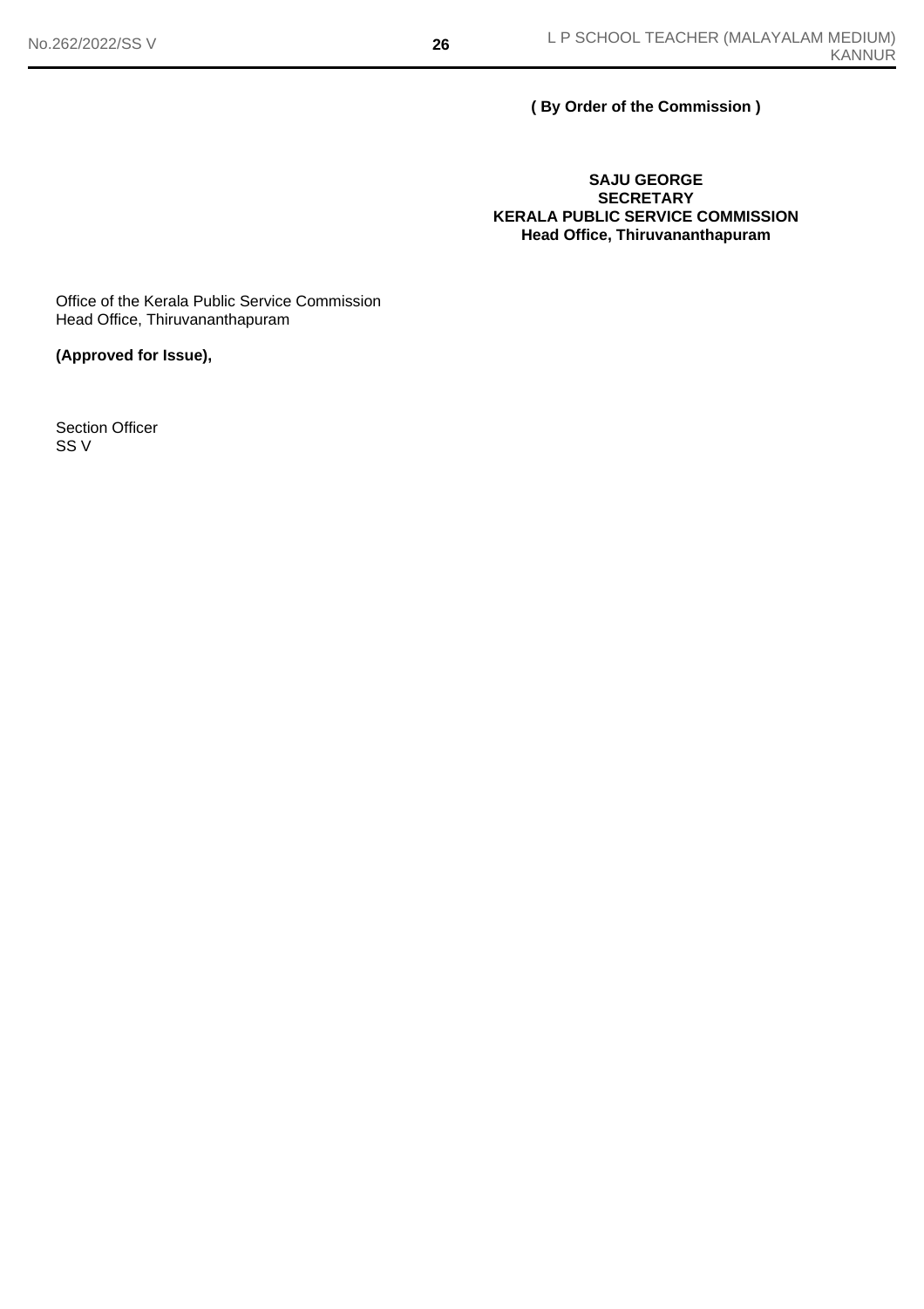**( By Order of the Commission )**

**SAJU GEORGE**
**SECRETARY**
**KERALA PUBLIC SERVICE COMMISSION**
**Head Office, Thiruvananthapuram**

Office of the Kerala Public Service Commission
Head Office, Thiruvananthapuram

**(Approved for Issue),**

Section Officer
SS V